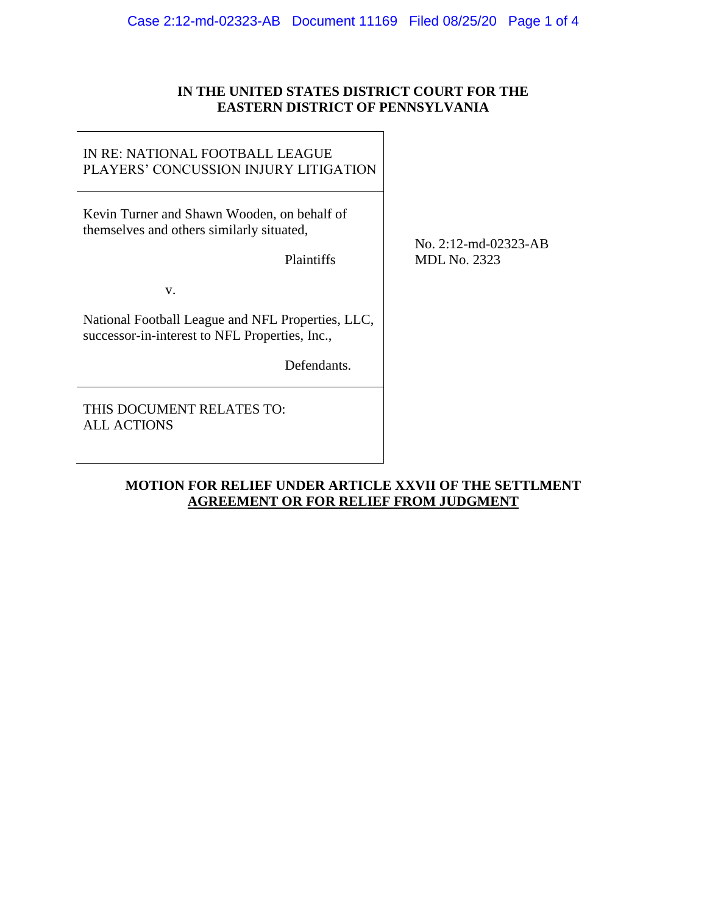**IN THE UNITED STATES DISTRICT COURT FOR THE EASTERN DISTRICT OF PENNSYLVANIA**

| | |
|---|---|
| IN RE: NATIONAL FOOTBALL LEAGUE PLAYERS' CONCUSSION INJURY LITIGATION | |
| Kevin Turner and Shawn Wooden, on behalf of themselves and others similarly situated,<br><br>Plaintiffs<br><br>v.<br><br>National Football League and NFL Properties, LLC, successor-in-interest to NFL Properties, Inc.,<br><br>Defendants. | No. 2:12-md-02323-AB<br>MDL No. 2323 |
| THIS DOCUMENT RELATES TO:<br>ALL ACTIONS | |

**MOTION FOR RELIEF UNDER ARTICLE XXVII OF THE SETTLMENT AGREEMENT OR FOR RELIEF FROM JUDGMENT**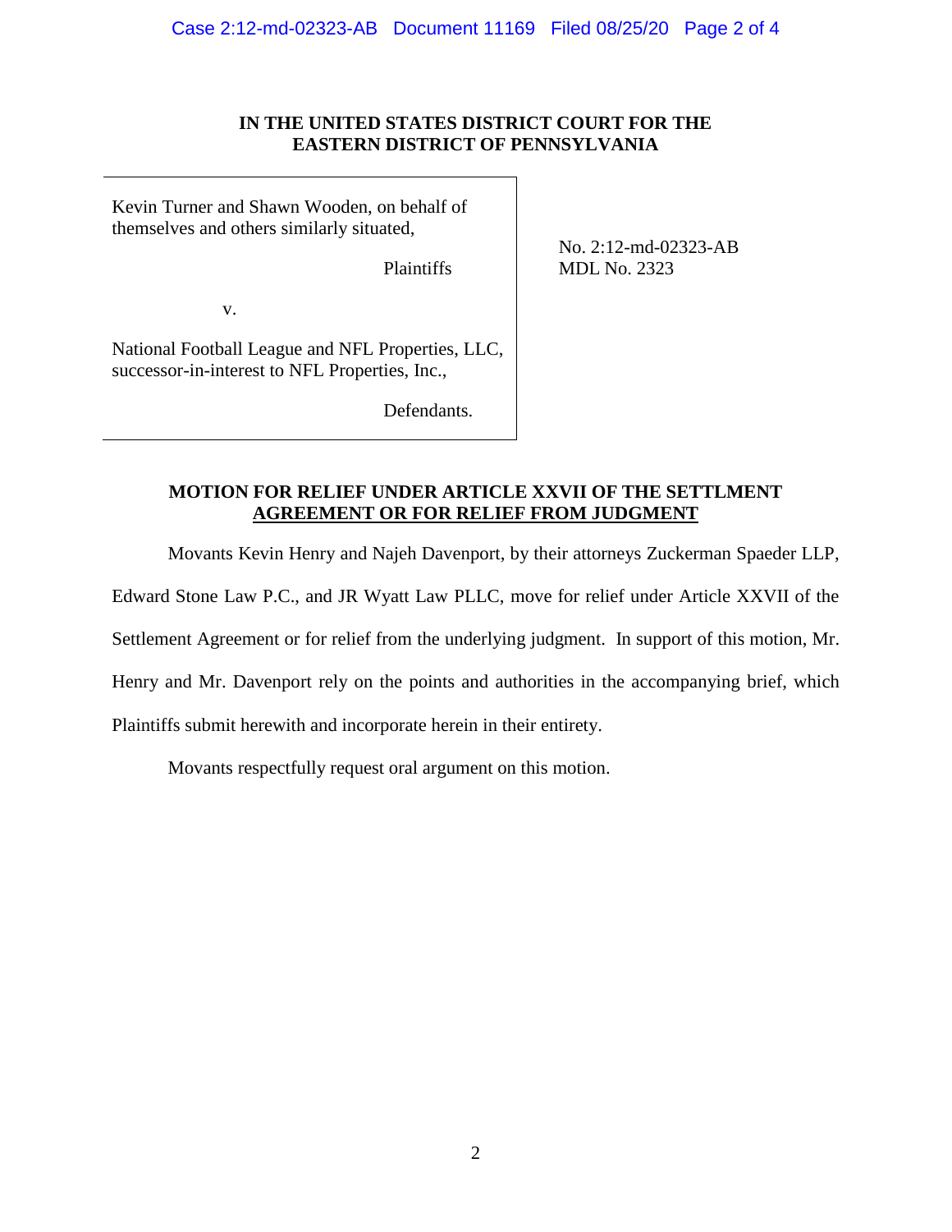**IN THE UNITED STATES DISTRICT COURT FOR THE EASTERN DISTRICT OF PENNSYLVANIA**

| | |
|---|---|
| Kevin Turner and Shawn Wooden, on behalf of themselves and others similarly situated,<br><br>Plaintiffs<br><br>v.<br><br>National Football League and NFL Properties, LLC, successor-in-interest to NFL Properties, Inc.,<br><br>Defendants. | No. 2:12-md-02323-AB<br>MDL No. 2323 |

**MOTION FOR RELIEF UNDER ARTICLE XXVII OF THE SETTLMENT AGREEMENT OR FOR RELIEF FROM JUDGMENT**

Movants Kevin Henry and Najeh Davenport, by their attorneys Zuckerman Spaeder LLP, Edward Stone Law P.C., and JR Wyatt Law PLLC, move for relief under Article XXVII of the Settlement Agreement or for relief from the underlying judgment. In support of this motion, Mr. Henry and Mr. Davenport rely on the points and authorities in the accompanying brief, which Plaintiffs submit herewith and incorporate herein in their entirety.

Movants respectfully request oral argument on this motion.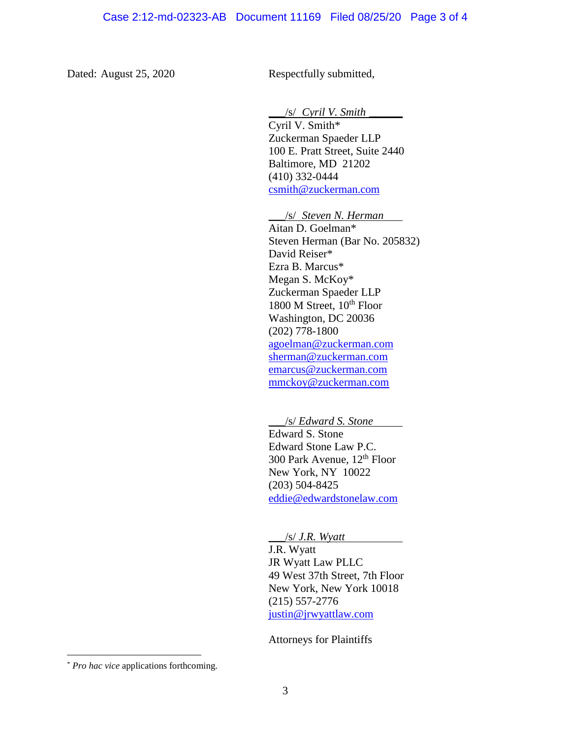Dated: August 25, 2020

Respectfully submitted,

/s/ *Cyril V. Smith*
Cyril V. Smith*
Zuckerman Spaeder LLP
100 E. Pratt Street, Suite 2440
Baltimore, MD 21202
(410) 332-0444
csmith@zuckerman.com

/s/ *Steven N. Herman*
Aitan D. Goelman*
Steven Herman (Bar No. 205832)
David Reiser*
Ezra B. Marcus*
Megan S. McKoy*
Zuckerman Spaeder LLP
1800 M Street, 10th Floor
Washington, DC 20036
(202) 778-1800
agoelman@zuckerman.com
sherman@zuckerman.com
emarcus@zuckerman.com
mmckoy@zuckerman.com

/s/ *Edward S. Stone*
Edward S. Stone
Edward Stone Law P.C.
300 Park Avenue, 12th Floor
New York, NY 10022
(203) 504-8425
eddie@edwardstonelaw.com

/s/ *J.R. Wyatt*
J.R. Wyatt
JR Wyatt Law PLLC
49 West 37th Street, 7th Floor
New York, New York 10018
(215) 557-2776
justin@jrwyattlaw.com

Attorneys for Plaintiffs

---

\* *Pro hac vice* applications forthcoming.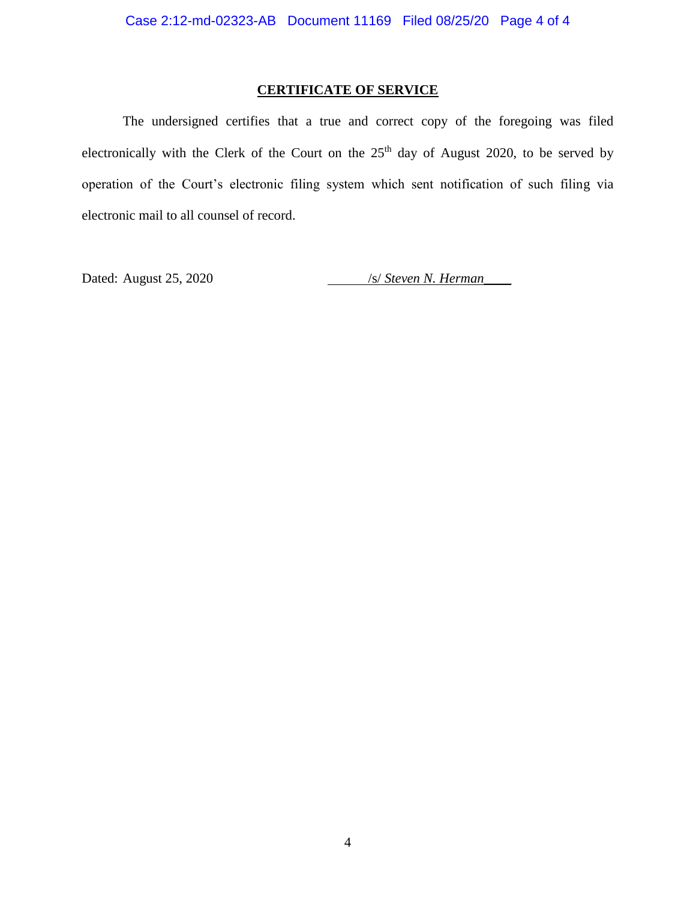## CERTIFICATE OF SERVICE

The undersigned certifies that a true and correct copy of the foregoing was filed electronically with the Clerk of the Court on the 25th day of August 2020, to be served by operation of the Court's electronic filing system which sent notification of such filing via electronic mail to all counsel of record.

Dated: August 25, 2020 /s/ *Steven N. Herman*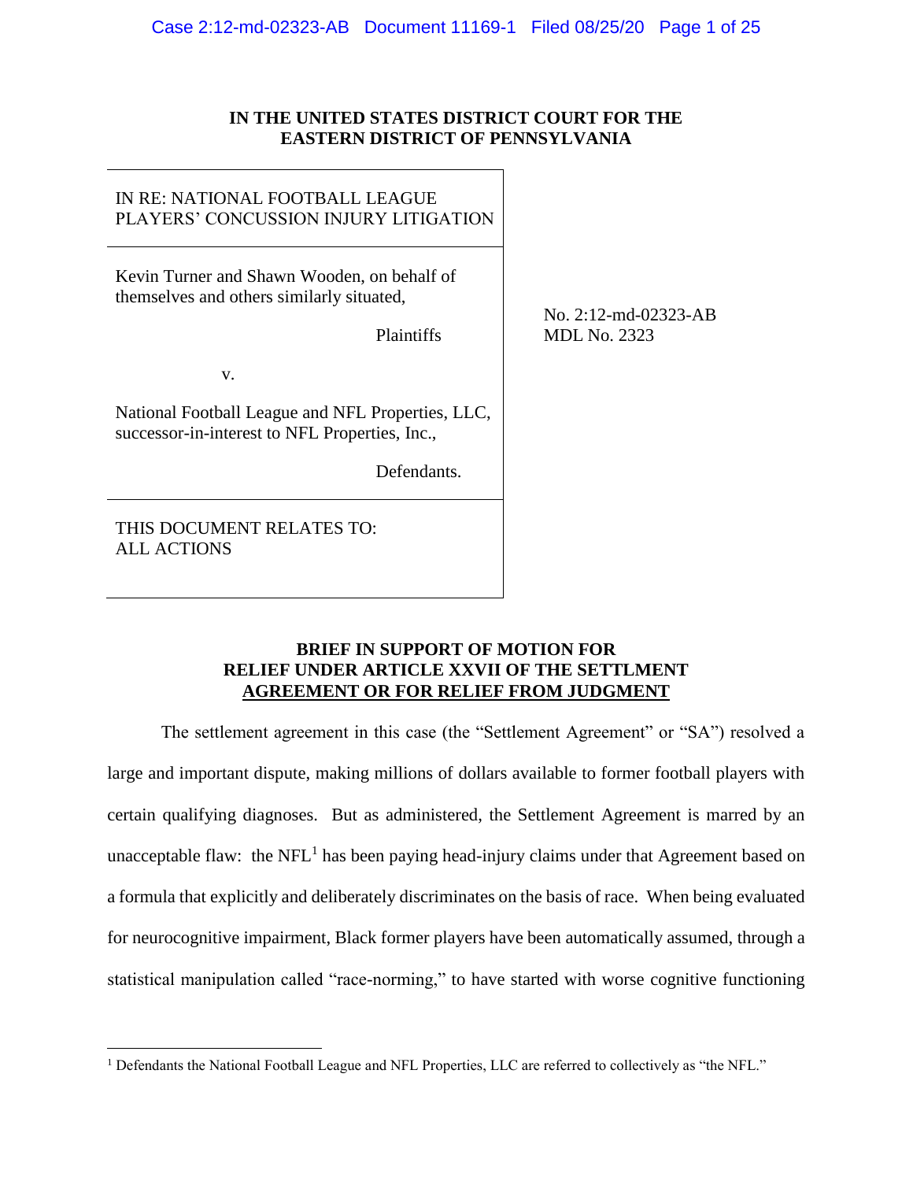**IN THE UNITED STATES DISTRICT COURT FOR THE EASTERN DISTRICT OF PENNSYLVANIA**

| | |
|---|---|
| IN RE: NATIONAL FOOTBALL LEAGUE PLAYERS' CONCUSSION INJURY LITIGATION | |
| Kevin Turner and Shawn Wooden, on behalf of themselves and others similarly situated, Plaintiffs<br><br>v.<br><br>National Football League and NFL Properties, LLC, successor-in-interest to NFL Properties, Inc., Defendants. | No. 2:12-md-02323-AB<br>MDL No. 2323 |
| THIS DOCUMENT RELATES TO: ALL ACTIONS | |

**BRIEF IN SUPPORT OF MOTION FOR RELIEF UNDER ARTICLE XXVII OF THE SETTLMENT AGREEMENT OR FOR RELIEF FROM JUDGMENT**

The settlement agreement in this case (the "Settlement Agreement" or "SA") resolved a large and important dispute, making millions of dollars available to former football players with certain qualifying diagnoses. But as administered, the Settlement Agreement is marred by an unacceptable flaw: the NFL[1] has been paying head-injury claims under that Agreement based on a formula that explicitly and deliberately discriminates on the basis of race. When being evaluated for neurocognitive impairment, Black former players have been automatically assumed, through a statistical manipulation called "race-norming," to have started with worse cognitive functioning

[1] Defendants the National Football League and NFL Properties, LLC are referred to collectively as "the NFL."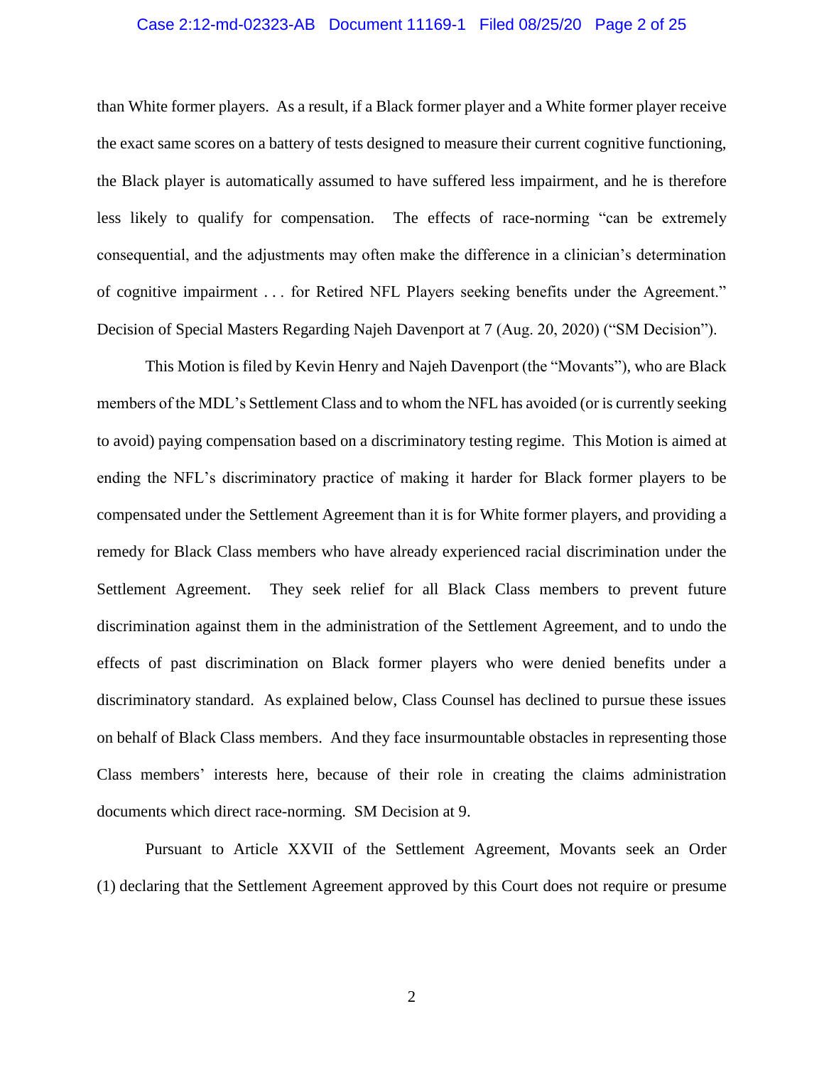than White former players. As a result, if a Black former player and a White former player receive the exact same scores on a battery of tests designed to measure their current cognitive functioning, the Black player is automatically assumed to have suffered less impairment, and he is therefore less likely to qualify for compensation. The effects of race-norming "can be extremely consequential, and the adjustments may often make the difference in a clinician's determination of cognitive impairment . . . for Retired NFL Players seeking benefits under the Agreement." Decision of Special Masters Regarding Najeh Davenport at 7 (Aug. 20, 2020) ("SM Decision").

This Motion is filed by Kevin Henry and Najeh Davenport (the "Movants"), who are Black members of the MDL's Settlement Class and to whom the NFL has avoided (or is currently seeking to avoid) paying compensation based on a discriminatory testing regime. This Motion is aimed at ending the NFL's discriminatory practice of making it harder for Black former players to be compensated under the Settlement Agreement than it is for White former players, and providing a remedy for Black Class members who have already experienced racial discrimination under the Settlement Agreement. They seek relief for all Black Class members to prevent future discrimination against them in the administration of the Settlement Agreement, and to undo the effects of past discrimination on Black former players who were denied benefits under a discriminatory standard. As explained below, Class Counsel has declined to pursue these issues on behalf of Black Class members. And they face insurmountable obstacles in representing those Class members' interests here, because of their role in creating the claims administration documents which direct race-norming. SM Decision at 9.

Pursuant to Article XXVII of the Settlement Agreement, Movants seek an Order (1) declaring that the Settlement Agreement approved by this Court does not require or presume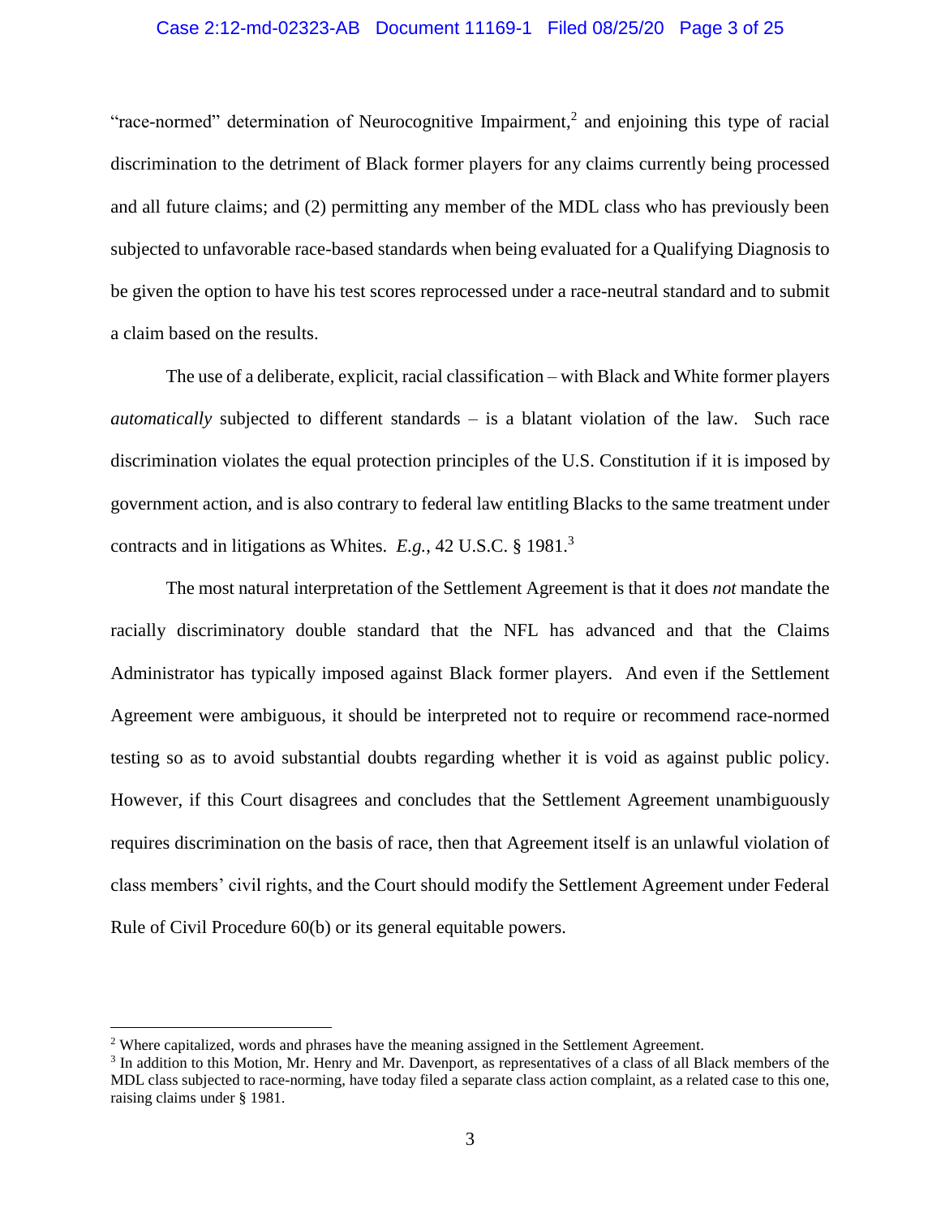"race-normed" determination of Neurocognitive Impairment,[2] and enjoining this type of racial discrimination to the detriment of Black former players for any claims currently being processed and all future claims; and (2) permitting any member of the MDL class who has previously been subjected to unfavorable race-based standards when being evaluated for a Qualifying Diagnosis to be given the option to have his test scores reprocessed under a race-neutral standard and to submit a claim based on the results.

The use of a deliberate, explicit, racial classification – with Black and White former players *automatically* subjected to different standards – is a blatant violation of the law. Such race discrimination violates the equal protection principles of the U.S. Constitution if it is imposed by government action, and is also contrary to federal law entitling Blacks to the same treatment under contracts and in litigations as Whites. *E.g.*, 42 U.S.C. § 1981.[3]

The most natural interpretation of the Settlement Agreement is that it does *not* mandate the racially discriminatory double standard that the NFL has advanced and that the Claims Administrator has typically imposed against Black former players. And even if the Settlement Agreement were ambiguous, it should be interpreted not to require or recommend race-normed testing so as to avoid substantial doubts regarding whether it is void as against public policy. However, if this Court disagrees and concludes that the Settlement Agreement unambiguously requires discrimination on the basis of race, then that Agreement itself is an unlawful violation of class members' civil rights, and the Court should modify the Settlement Agreement under Federal Rule of Civil Procedure 60(b) or its general equitable powers.

---

[2] Where capitalized, words and phrases have the meaning assigned in the Settlement Agreement.

[3] In addition to this Motion, Mr. Henry and Mr. Davenport, as representatives of a class of all Black members of the MDL class subjected to race-norming, have today filed a separate class action complaint, as a related case to this one, raising claims under § 1981.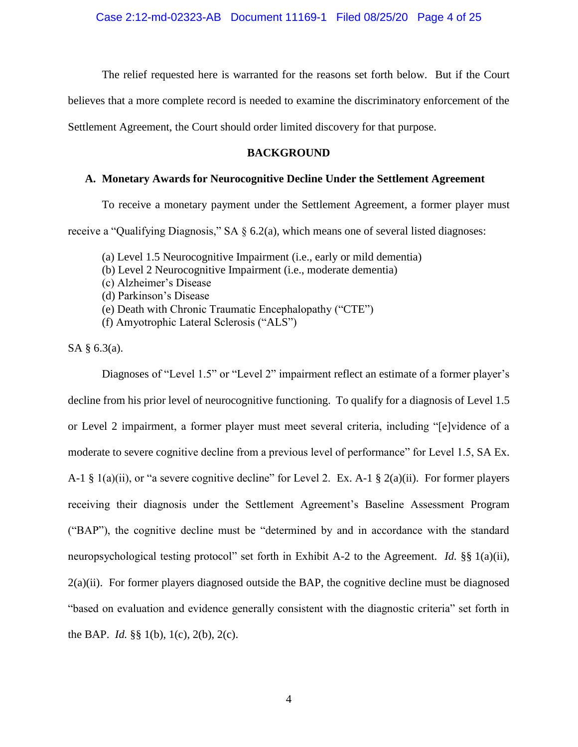The relief requested here is warranted for the reasons set forth below. But if the Court believes that a more complete record is needed to examine the discriminatory enforcement of the Settlement Agreement, the Court should order limited discovery for that purpose.

## BACKGROUND

### A. Monetary Awards for Neurocognitive Decline Under the Settlement Agreement

To receive a monetary payment under the Settlement Agreement, a former player must receive a "Qualifying Diagnosis," SA § 6.2(a), which means one of several listed diagnoses:

(a) Level 1.5 Neurocognitive Impairment (i.e., early or mild dementia)
(b) Level 2 Neurocognitive Impairment (i.e., moderate dementia)
(c) Alzheimer's Disease
(d) Parkinson's Disease
(e) Death with Chronic Traumatic Encephalopathy ("CTE")
(f) Amyotrophic Lateral Sclerosis ("ALS")

SA § 6.3(a).

Diagnoses of "Level 1.5" or "Level 2" impairment reflect an estimate of a former player's decline from his prior level of neurocognitive functioning. To qualify for a diagnosis of Level 1.5 or Level 2 impairment, a former player must meet several criteria, including "[e]vidence of a moderate to severe cognitive decline from a previous level of performance" for Level 1.5, SA Ex. A-1 § 1(a)(ii), or "a severe cognitive decline" for Level 2. Ex. A-1 § 2(a)(ii). For former players receiving their diagnosis under the Settlement Agreement's Baseline Assessment Program ("BAP"), the cognitive decline must be "determined by and in accordance with the standard neuropsychological testing protocol" set forth in Exhibit A-2 to the Agreement. *Id.* §§ 1(a)(ii), 2(a)(ii). For former players diagnosed outside the BAP, the cognitive decline must be diagnosed "based on evaluation and evidence generally consistent with the diagnostic criteria" set forth in the BAP. *Id.* §§ 1(b), 1(c), 2(b), 2(c).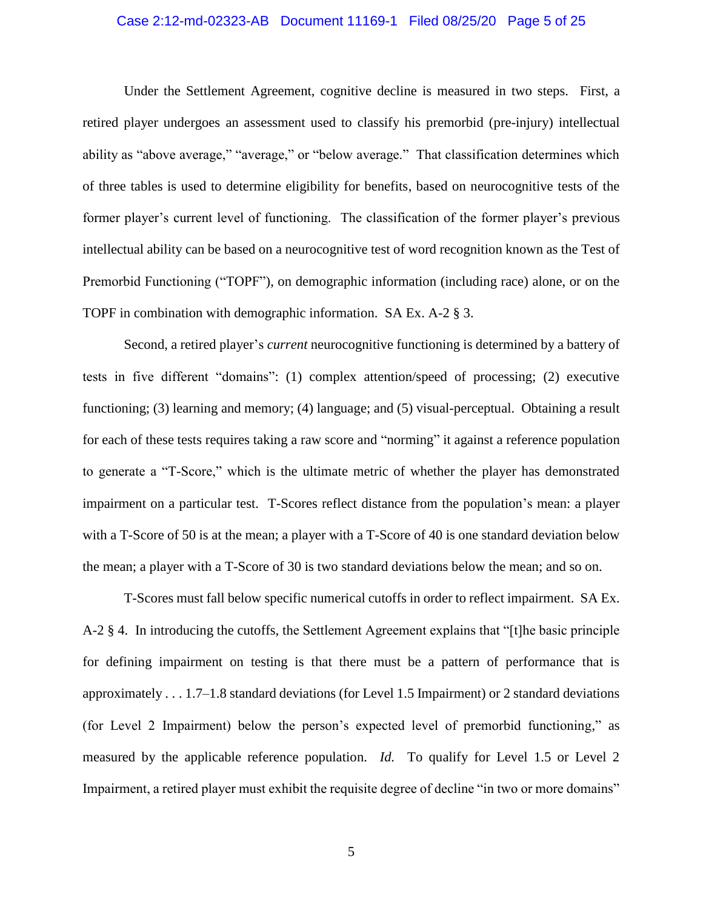Under the Settlement Agreement, cognitive decline is measured in two steps. First, a retired player undergoes an assessment used to classify his premorbid (pre-injury) intellectual ability as "above average," "average," or "below average." That classification determines which of three tables is used to determine eligibility for benefits, based on neurocognitive tests of the former player's current level of functioning. The classification of the former player's previous intellectual ability can be based on a neurocognitive test of word recognition known as the Test of Premorbid Functioning ("TOPF"), on demographic information (including race) alone, or on the TOPF in combination with demographic information. SA Ex. A-2 § 3.

Second, a retired player's *current* neurocognitive functioning is determined by a battery of tests in five different "domains": (1) complex attention/speed of processing; (2) executive functioning; (3) learning and memory; (4) language; and (5) visual-perceptual. Obtaining a result for each of these tests requires taking a raw score and "norming" it against a reference population to generate a "T-Score," which is the ultimate metric of whether the player has demonstrated impairment on a particular test. T-Scores reflect distance from the population's mean: a player with a T-Score of 50 is at the mean; a player with a T-Score of 40 is one standard deviation below the mean; a player with a T-Score of 30 is two standard deviations below the mean; and so on.

T-Scores must fall below specific numerical cutoffs in order to reflect impairment. SA Ex. A-2 § 4. In introducing the cutoffs, the Settlement Agreement explains that "[t]he basic principle for defining impairment on testing is that there must be a pattern of performance that is approximately . . . 1.7–1.8 standard deviations (for Level 1.5 Impairment) or 2 standard deviations (for Level 2 Impairment) below the person's expected level of premorbid functioning," as measured by the applicable reference population. *Id.* To qualify for Level 1.5 or Level 2 Impairment, a retired player must exhibit the requisite degree of decline "in two or more domains"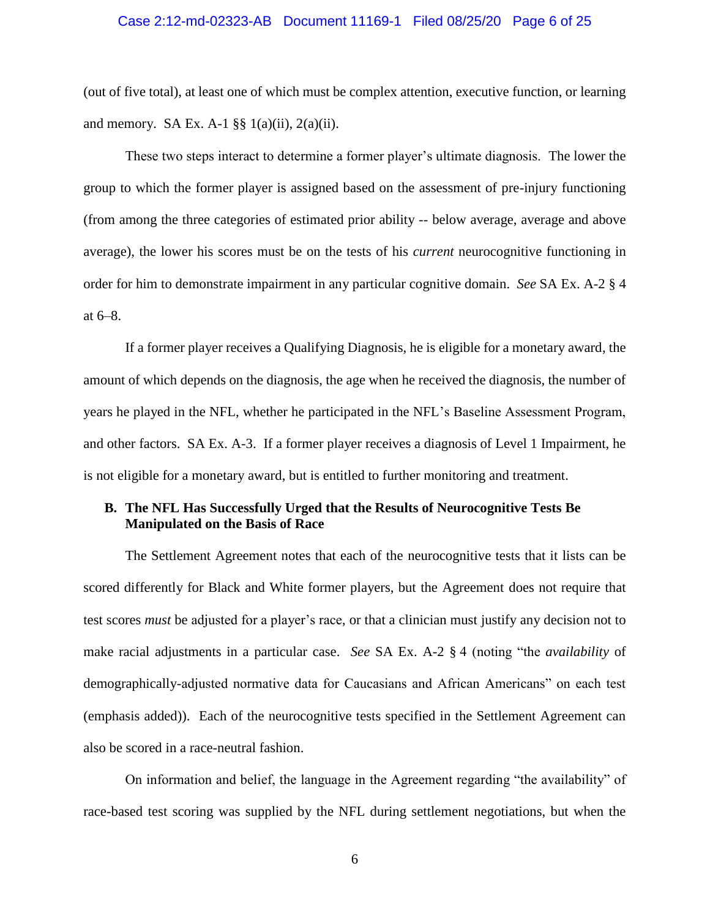(out of five total), at least one of which must be complex attention, executive function, or learning and memory. SA Ex. A-1 §§ 1(a)(ii), 2(a)(ii).

These two steps interact to determine a former player's ultimate diagnosis. The lower the group to which the former player is assigned based on the assessment of pre-injury functioning (from among the three categories of estimated prior ability -- below average, average and above average), the lower his scores must be on the tests of his *current* neurocognitive functioning in order for him to demonstrate impairment in any particular cognitive domain. *See* SA Ex. A-2 § 4 at 6–8.

If a former player receives a Qualifying Diagnosis, he is eligible for a monetary award, the amount of which depends on the diagnosis, the age when he received the diagnosis, the number of years he played in the NFL, whether he participated in the NFL's Baseline Assessment Program, and other factors. SA Ex. A-3. If a former player receives a diagnosis of Level 1 Impairment, he is not eligible for a monetary award, but is entitled to further monitoring and treatment.

### B. The NFL Has Successfully Urged that the Results of Neurocognitive Tests Be Manipulated on the Basis of Race

The Settlement Agreement notes that each of the neurocognitive tests that it lists can be scored differently for Black and White former players, but the Agreement does not require that test scores *must* be adjusted for a player's race, or that a clinician must justify any decision not to make racial adjustments in a particular case. *See* SA Ex. A-2 § 4 (noting "the *availability* of demographically-adjusted normative data for Caucasians and African Americans" on each test (emphasis added)). Each of the neurocognitive tests specified in the Settlement Agreement can also be scored in a race-neutral fashion.

On information and belief, the language in the Agreement regarding "the availability" of race-based test scoring was supplied by the NFL during settlement negotiations, but when the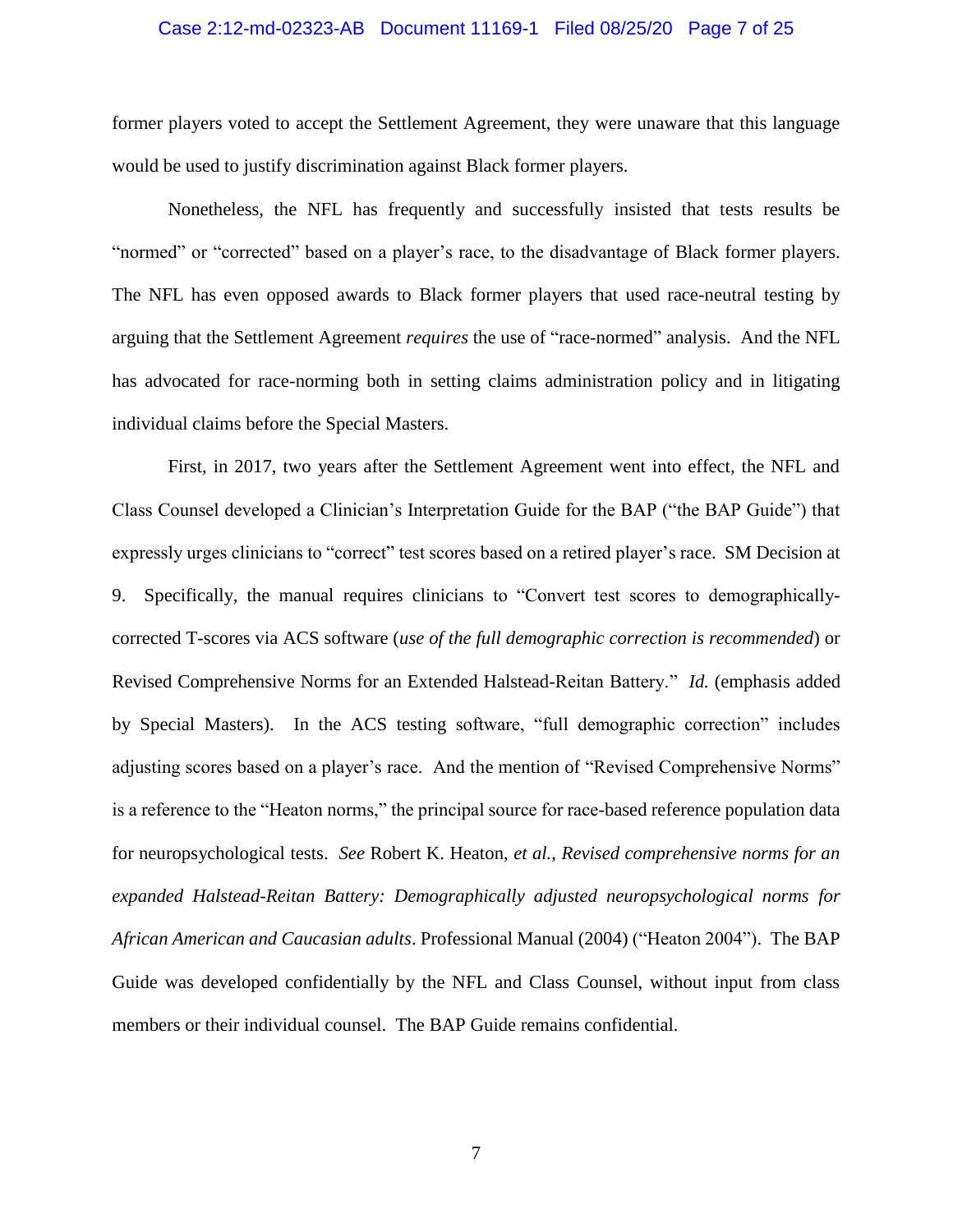former players voted to accept the Settlement Agreement, they were unaware that this language would be used to justify discrimination against Black former players.

Nonetheless, the NFL has frequently and successfully insisted that tests results be "normed" or "corrected" based on a player's race, to the disadvantage of Black former players. The NFL has even opposed awards to Black former players that used race-neutral testing by arguing that the Settlement Agreement *requires* the use of "race-normed" analysis. And the NFL has advocated for race-norming both in setting claims administration policy and in litigating individual claims before the Special Masters.

First, in 2017, two years after the Settlement Agreement went into effect, the NFL and Class Counsel developed a Clinician's Interpretation Guide for the BAP ("the BAP Guide") that expressly urges clinicians to "correct" test scores based on a retired player's race. SM Decision at 9. Specifically, the manual requires clinicians to "Convert test scores to demographically-corrected T-scores via ACS software (*use of the full demographic correction is recommended*) or Revised Comprehensive Norms for an Extended Halstead-Reitan Battery." *Id.* (emphasis added by Special Masters). In the ACS testing software, "full demographic correction" includes adjusting scores based on a player's race. And the mention of "Revised Comprehensive Norms" is a reference to the "Heaton norms," the principal source for race-based reference population data for neuropsychological tests. *See* Robert K. Heaton, *et al.*, *Revised comprehensive norms for an expanded Halstead-Reitan Battery: Demographically adjusted neuropsychological norms for African American and Caucasian adults*. Professional Manual (2004) ("Heaton 2004"). The BAP Guide was developed confidentially by the NFL and Class Counsel, without input from class members or their individual counsel. The BAP Guide remains confidential.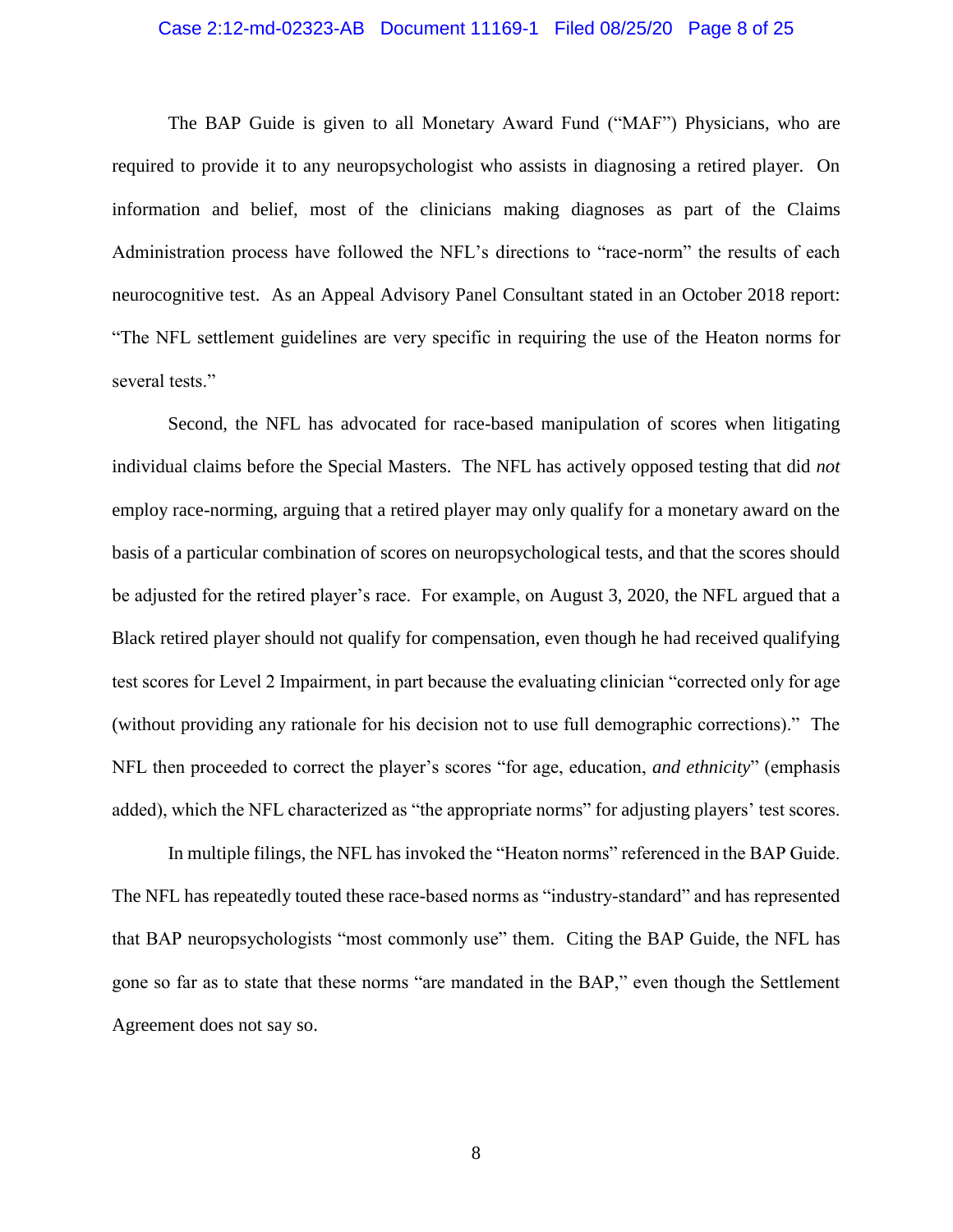The BAP Guide is given to all Monetary Award Fund ("MAF") Physicians, who are required to provide it to any neuropsychologist who assists in diagnosing a retired player. On information and belief, most of the clinicians making diagnoses as part of the Claims Administration process have followed the NFL's directions to "race-norm" the results of each neurocognitive test. As an Appeal Advisory Panel Consultant stated in an October 2018 report: "The NFL settlement guidelines are very specific in requiring the use of the Heaton norms for several tests."

Second, the NFL has advocated for race-based manipulation of scores when litigating individual claims before the Special Masters. The NFL has actively opposed testing that did *not* employ race-norming, arguing that a retired player may only qualify for a monetary award on the basis of a particular combination of scores on neuropsychological tests, and that the scores should be adjusted for the retired player's race. For example, on August 3, 2020, the NFL argued that a Black retired player should not qualify for compensation, even though he had received qualifying test scores for Level 2 Impairment, in part because the evaluating clinician "corrected only for age (without providing any rationale for his decision not to use full demographic corrections)." The NFL then proceeded to correct the player's scores "for age, education, *and ethnicity*" (emphasis added), which the NFL characterized as "the appropriate norms" for adjusting players' test scores.

In multiple filings, the NFL has invoked the "Heaton norms" referenced in the BAP Guide. The NFL has repeatedly touted these race-based norms as "industry-standard" and has represented that BAP neuropsychologists "most commonly use" them. Citing the BAP Guide, the NFL has gone so far as to state that these norms "are mandated in the BAP," even though the Settlement Agreement does not say so.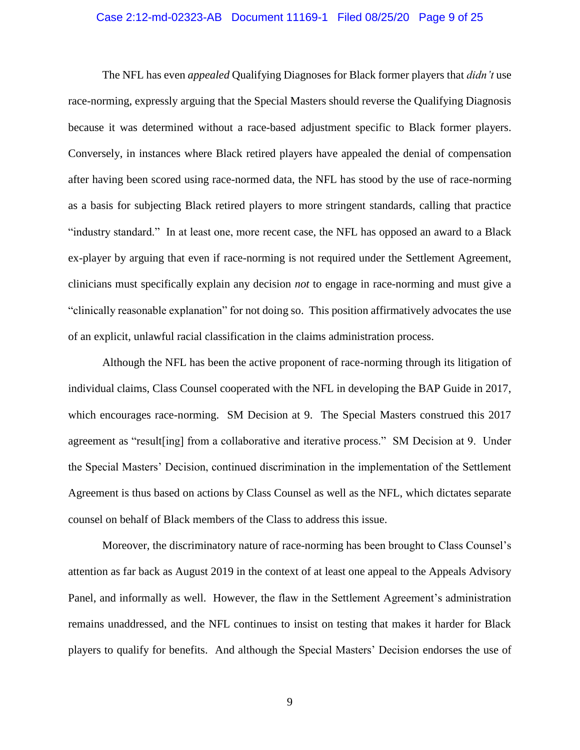The NFL has even *appealed* Qualifying Diagnoses for Black former players that *didn't* use race-norming, expressly arguing that the Special Masters should reverse the Qualifying Diagnosis because it was determined without a race-based adjustment specific to Black former players. Conversely, in instances where Black retired players have appealed the denial of compensation after having been scored using race-normed data, the NFL has stood by the use of race-norming as a basis for subjecting Black retired players to more stringent standards, calling that practice "industry standard." In at least one, more recent case, the NFL has opposed an award to a Black ex-player by arguing that even if race-norming is not required under the Settlement Agreement, clinicians must specifically explain any decision *not* to engage in race-norming and must give a "clinically reasonable explanation" for not doing so. This position affirmatively advocates the use of an explicit, unlawful racial classification in the claims administration process.

Although the NFL has been the active proponent of race-norming through its litigation of individual claims, Class Counsel cooperated with the NFL in developing the BAP Guide in 2017, which encourages race-norming. SM Decision at 9. The Special Masters construed this 2017 agreement as "result[ing] from a collaborative and iterative process." SM Decision at 9. Under the Special Masters' Decision, continued discrimination in the implementation of the Settlement Agreement is thus based on actions by Class Counsel as well as the NFL, which dictates separate counsel on behalf of Black members of the Class to address this issue.

Moreover, the discriminatory nature of race-norming has been brought to Class Counsel's attention as far back as August 2019 in the context of at least one appeal to the Appeals Advisory Panel, and informally as well. However, the flaw in the Settlement Agreement's administration remains unaddressed, and the NFL continues to insist on testing that makes it harder for Black players to qualify for benefits. And although the Special Masters' Decision endorses the use of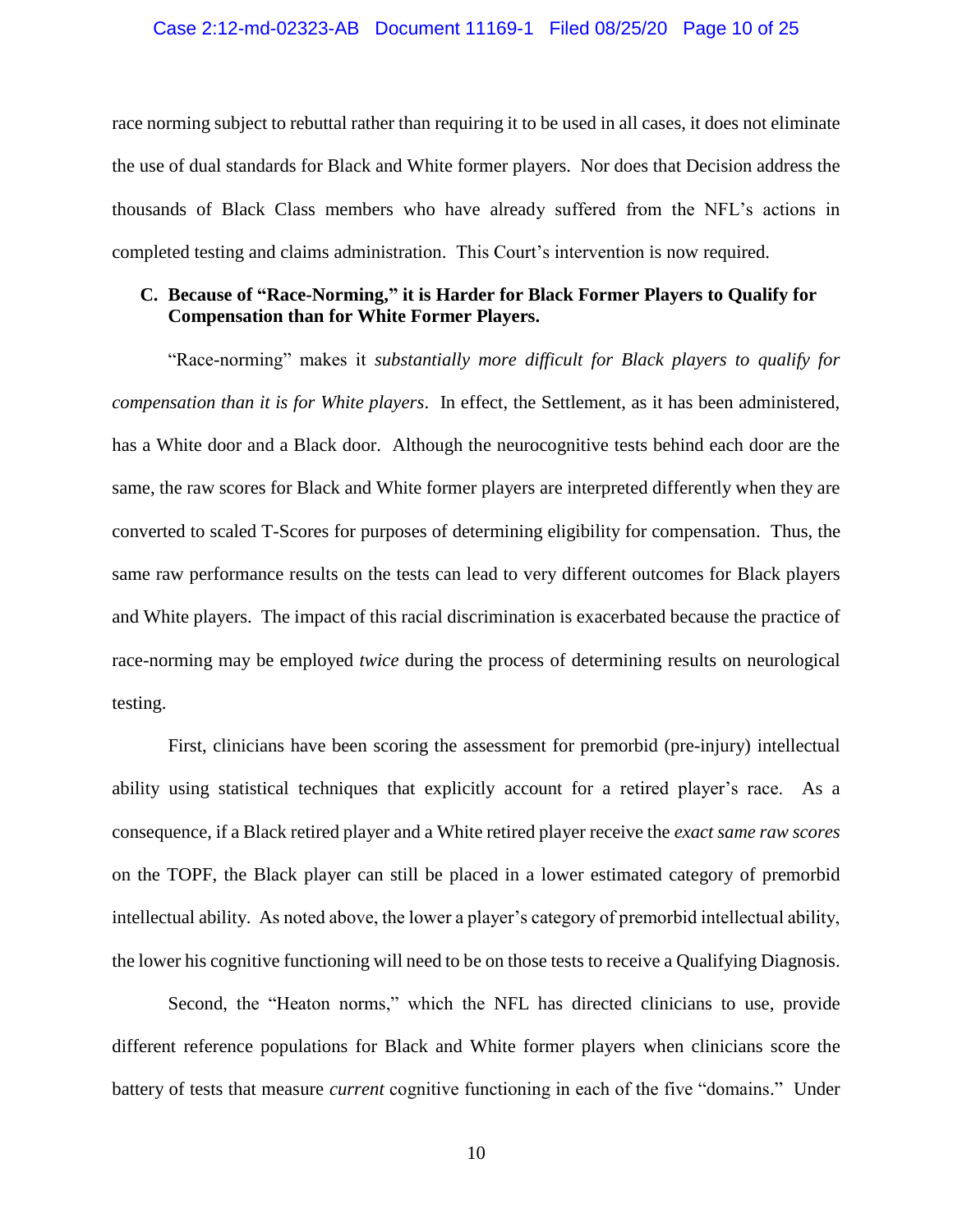race norming subject to rebuttal rather than requiring it to be used in all cases, it does not eliminate the use of dual standards for Black and White former players. Nor does that Decision address the thousands of Black Class members who have already suffered from the NFL's actions in completed testing and claims administration. This Court's intervention is now required.

### C. Because of "Race-Norming," it is Harder for Black Former Players to Qualify for Compensation than for White Former Players.

"Race-norming" makes it *substantially more difficult for Black players to qualify for compensation than it is for White players*. In effect, the Settlement, as it has been administered, has a White door and a Black door. Although the neurocognitive tests behind each door are the same, the raw scores for Black and White former players are interpreted differently when they are converted to scaled T-Scores for purposes of determining eligibility for compensation. Thus, the same raw performance results on the tests can lead to very different outcomes for Black players and White players. The impact of this racial discrimination is exacerbated because the practice of race-norming may be employed *twice* during the process of determining results on neurological testing.

First, clinicians have been scoring the assessment for premorbid (pre-injury) intellectual ability using statistical techniques that explicitly account for a retired player's race. As a consequence, if a Black retired player and a White retired player receive the *exact same raw scores* on the TOPF, the Black player can still be placed in a lower estimated category of premorbid intellectual ability. As noted above, the lower a player's category of premorbid intellectual ability, the lower his cognitive functioning will need to be on those tests to receive a Qualifying Diagnosis.

Second, the "Heaton norms," which the NFL has directed clinicians to use, provide different reference populations for Black and White former players when clinicians score the battery of tests that measure *current* cognitive functioning in each of the five "domains." Under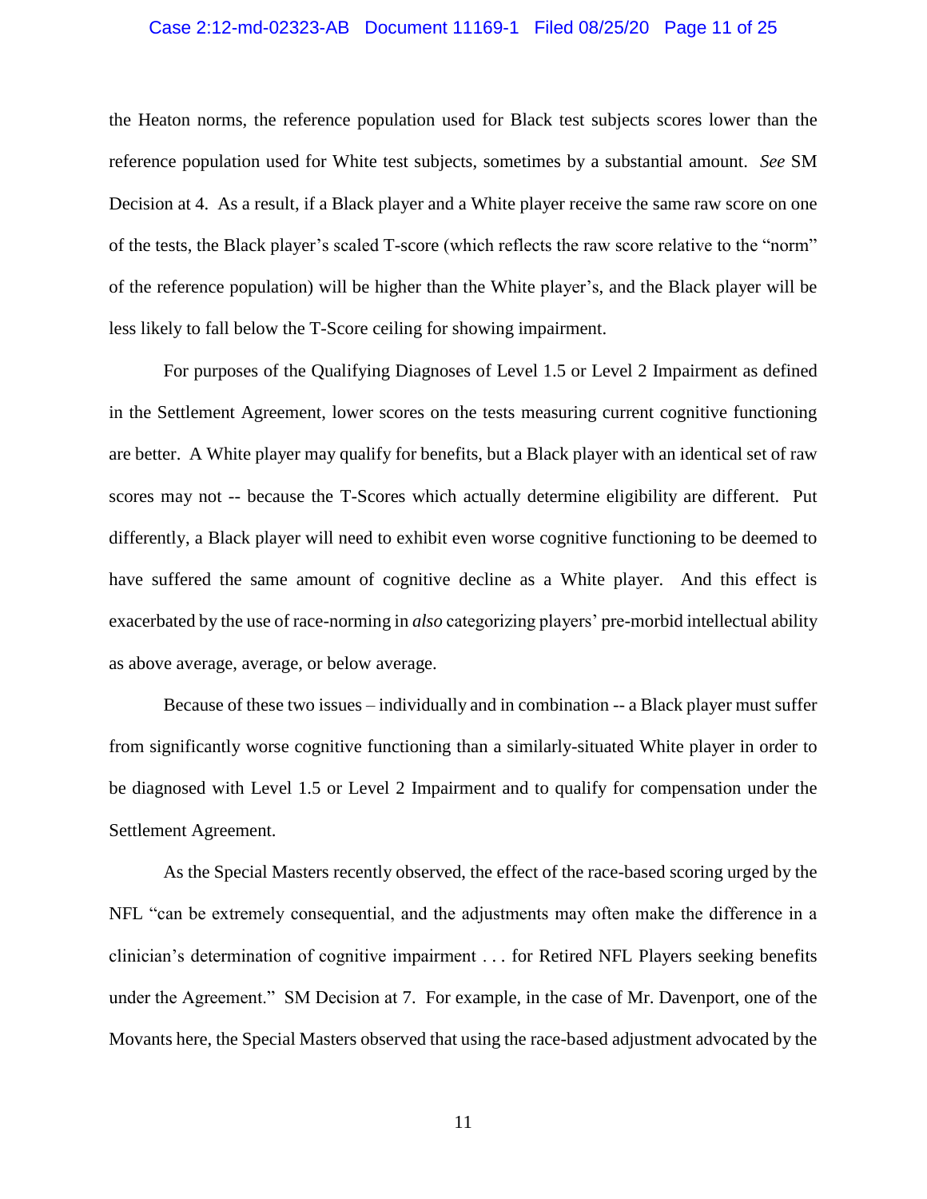the Heaton norms, the reference population used for Black test subjects scores lower than the reference population used for White test subjects, sometimes by a substantial amount. *See* SM Decision at 4. As a result, if a Black player and a White player receive the same raw score on one of the tests, the Black player's scaled T-score (which reflects the raw score relative to the "norm" of the reference population) will be higher than the White player's, and the Black player will be less likely to fall below the T-Score ceiling for showing impairment.

For purposes of the Qualifying Diagnoses of Level 1.5 or Level 2 Impairment as defined in the Settlement Agreement, lower scores on the tests measuring current cognitive functioning are better. A White player may qualify for benefits, but a Black player with an identical set of raw scores may not -- because the T-Scores which actually determine eligibility are different. Put differently, a Black player will need to exhibit even worse cognitive functioning to be deemed to have suffered the same amount of cognitive decline as a White player. And this effect is exacerbated by the use of race-norming in *also* categorizing players' pre-morbid intellectual ability as above average, average, or below average.

Because of these two issues – individually and in combination -- a Black player must suffer from significantly worse cognitive functioning than a similarly-situated White player in order to be diagnosed with Level 1.5 or Level 2 Impairment and to qualify for compensation under the Settlement Agreement.

As the Special Masters recently observed, the effect of the race-based scoring urged by the NFL "can be extremely consequential, and the adjustments may often make the difference in a clinician's determination of cognitive impairment . . . for Retired NFL Players seeking benefits under the Agreement." SM Decision at 7. For example, in the case of Mr. Davenport, one of the Movants here, the Special Masters observed that using the race-based adjustment advocated by the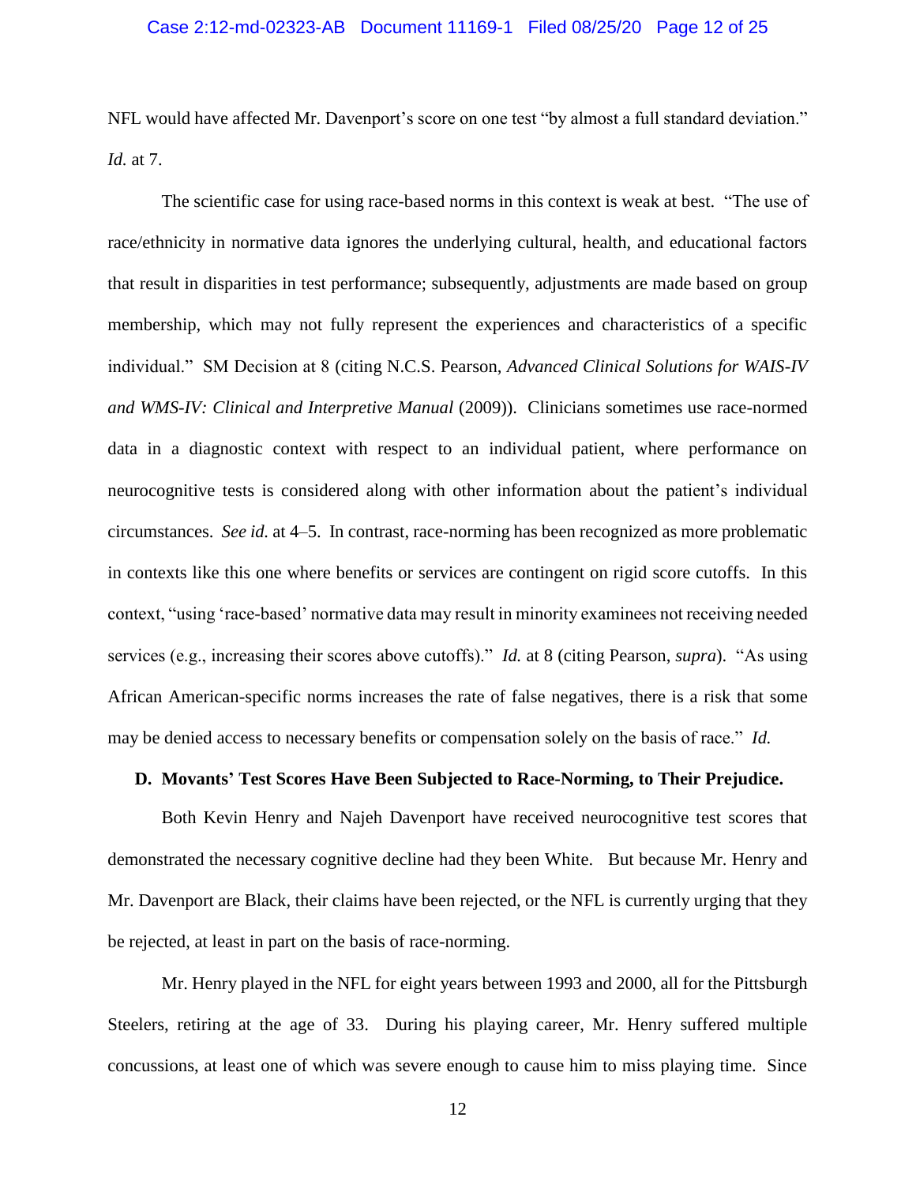NFL would have affected Mr. Davenport's score on one test "by almost a full standard deviation." *Id.* at 7.

The scientific case for using race-based norms in this context is weak at best. "The use of race/ethnicity in normative data ignores the underlying cultural, health, and educational factors that result in disparities in test performance; subsequently, adjustments are made based on group membership, which may not fully represent the experiences and characteristics of a specific individual." SM Decision at 8 (citing N.C.S. Pearson, *Advanced Clinical Solutions for WAIS-IV and WMS-IV: Clinical and Interpretive Manual* (2009)). Clinicians sometimes use race-normed data in a diagnostic context with respect to an individual patient, where performance on neurocognitive tests is considered along with other information about the patient's individual circumstances. *See id.* at 4–5. In contrast, race-norming has been recognized as more problematic in contexts like this one where benefits or services are contingent on rigid score cutoffs. In this context, "using 'race-based' normative data may result in minority examinees not receiving needed services (e.g., increasing their scores above cutoffs)." *Id.* at 8 (citing Pearson, *supra*). "As using African American-specific norms increases the rate of false negatives, there is a risk that some may be denied access to necessary benefits or compensation solely on the basis of race." *Id.*

### D. Movants' Test Scores Have Been Subjected to Race-Norming, to Their Prejudice.

Both Kevin Henry and Najeh Davenport have received neurocognitive test scores that demonstrated the necessary cognitive decline had they been White. But because Mr. Henry and Mr. Davenport are Black, their claims have been rejected, or the NFL is currently urging that they be rejected, at least in part on the basis of race-norming.

Mr. Henry played in the NFL for eight years between 1993 and 2000, all for the Pittsburgh Steelers, retiring at the age of 33. During his playing career, Mr. Henry suffered multiple concussions, at least one of which was severe enough to cause him to miss playing time. Since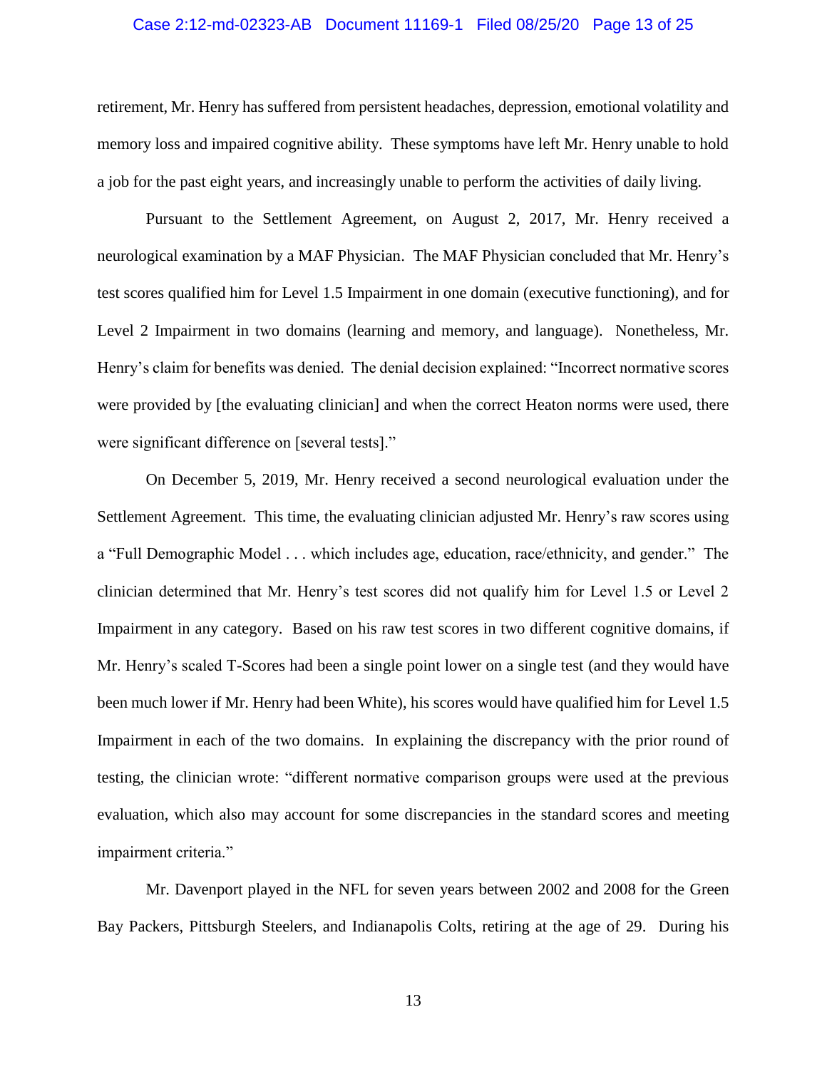retirement, Mr. Henry has suffered from persistent headaches, depression, emotional volatility and memory loss and impaired cognitive ability. These symptoms have left Mr. Henry unable to hold a job for the past eight years, and increasingly unable to perform the activities of daily living.

Pursuant to the Settlement Agreement, on August 2, 2017, Mr. Henry received a neurological examination by a MAF Physician. The MAF Physician concluded that Mr. Henry's test scores qualified him for Level 1.5 Impairment in one domain (executive functioning), and for Level 2 Impairment in two domains (learning and memory, and language). Nonetheless, Mr. Henry's claim for benefits was denied. The denial decision explained: "Incorrect normative scores were provided by [the evaluating clinician] and when the correct Heaton norms were used, there were significant difference on [several tests]."

On December 5, 2019, Mr. Henry received a second neurological evaluation under the Settlement Agreement. This time, the evaluating clinician adjusted Mr. Henry's raw scores using a "Full Demographic Model . . . which includes age, education, race/ethnicity, and gender." The clinician determined that Mr. Henry's test scores did not qualify him for Level 1.5 or Level 2 Impairment in any category. Based on his raw test scores in two different cognitive domains, if Mr. Henry's scaled T-Scores had been a single point lower on a single test (and they would have been much lower if Mr. Henry had been White), his scores would have qualified him for Level 1.5 Impairment in each of the two domains. In explaining the discrepancy with the prior round of testing, the clinician wrote: "different normative comparison groups were used at the previous evaluation, which also may account for some discrepancies in the standard scores and meeting impairment criteria."

Mr. Davenport played in the NFL for seven years between 2002 and 2008 for the Green Bay Packers, Pittsburgh Steelers, and Indianapolis Colts, retiring at the age of 29. During his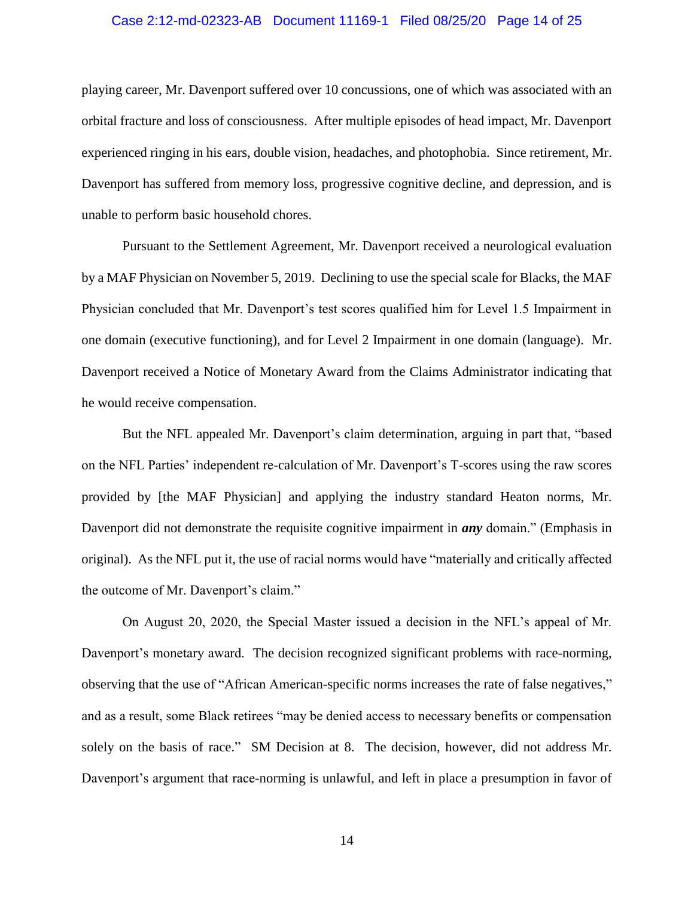playing career, Mr. Davenport suffered over 10 concussions, one of which was associated with an orbital fracture and loss of consciousness. After multiple episodes of head impact, Mr. Davenport experienced ringing in his ears, double vision, headaches, and photophobia. Since retirement, Mr. Davenport has suffered from memory loss, progressive cognitive decline, and depression, and is unable to perform basic household chores.

Pursuant to the Settlement Agreement, Mr. Davenport received a neurological evaluation by a MAF Physician on November 5, 2019. Declining to use the special scale for Blacks, the MAF Physician concluded that Mr. Davenport's test scores qualified him for Level 1.5 Impairment in one domain (executive functioning), and for Level 2 Impairment in one domain (language). Mr. Davenport received a Notice of Monetary Award from the Claims Administrator indicating that he would receive compensation.

But the NFL appealed Mr. Davenport's claim determination, arguing in part that, "based on the NFL Parties' independent re-calculation of Mr. Davenport's T-scores using the raw scores provided by [the MAF Physician] and applying the industry standard Heaton norms, Mr. Davenport did not demonstrate the requisite cognitive impairment in ***any*** domain." (Emphasis in original). As the NFL put it, the use of racial norms would have "materially and critically affected the outcome of Mr. Davenport's claim."

On August 20, 2020, the Special Master issued a decision in the NFL's appeal of Mr. Davenport's monetary award. The decision recognized significant problems with race-norming, observing that the use of "African American-specific norms increases the rate of false negatives," and as a result, some Black retirees "may be denied access to necessary benefits or compensation solely on the basis of race." SM Decision at 8. The decision, however, did not address Mr. Davenport's argument that race-norming is unlawful, and left in place a presumption in favor of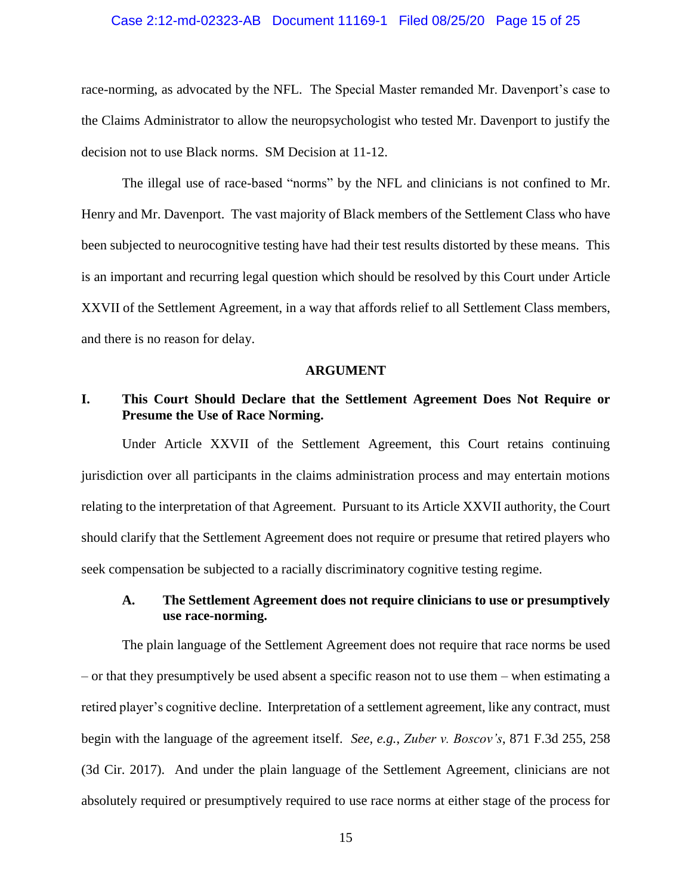race-norming, as advocated by the NFL. The Special Master remanded Mr. Davenport's case to the Claims Administrator to allow the neuropsychologist who tested Mr. Davenport to justify the decision not to use Black norms. SM Decision at 11-12.

The illegal use of race-based "norms" by the NFL and clinicians is not confined to Mr. Henry and Mr. Davenport. The vast majority of Black members of the Settlement Class who have been subjected to neurocognitive testing have had their test results distorted by these means. This is an important and recurring legal question which should be resolved by this Court under Article XXVII of the Settlement Agreement, in a way that affords relief to all Settlement Class members, and there is no reason for delay.

## ARGUMENT

### I. This Court Should Declare that the Settlement Agreement Does Not Require or Presume the Use of Race Norming.

Under Article XXVII of the Settlement Agreement, this Court retains continuing jurisdiction over all participants in the claims administration process and may entertain motions relating to the interpretation of that Agreement. Pursuant to its Article XXVII authority, the Court should clarify that the Settlement Agreement does not require or presume that retired players who seek compensation be subjected to a racially discriminatory cognitive testing regime.

#### A. The Settlement Agreement does not require clinicians to use or presumptively use race-norming.

The plain language of the Settlement Agreement does not require that race norms be used – or that they presumptively be used absent a specific reason not to use them – when estimating a retired player's cognitive decline. Interpretation of a settlement agreement, like any contract, must begin with the language of the agreement itself. *See, e.g.*, *Zuber v. Boscov's*, 871 F.3d 255, 258 (3d Cir. 2017). And under the plain language of the Settlement Agreement, clinicians are not absolutely required or presumptively required to use race norms at either stage of the process for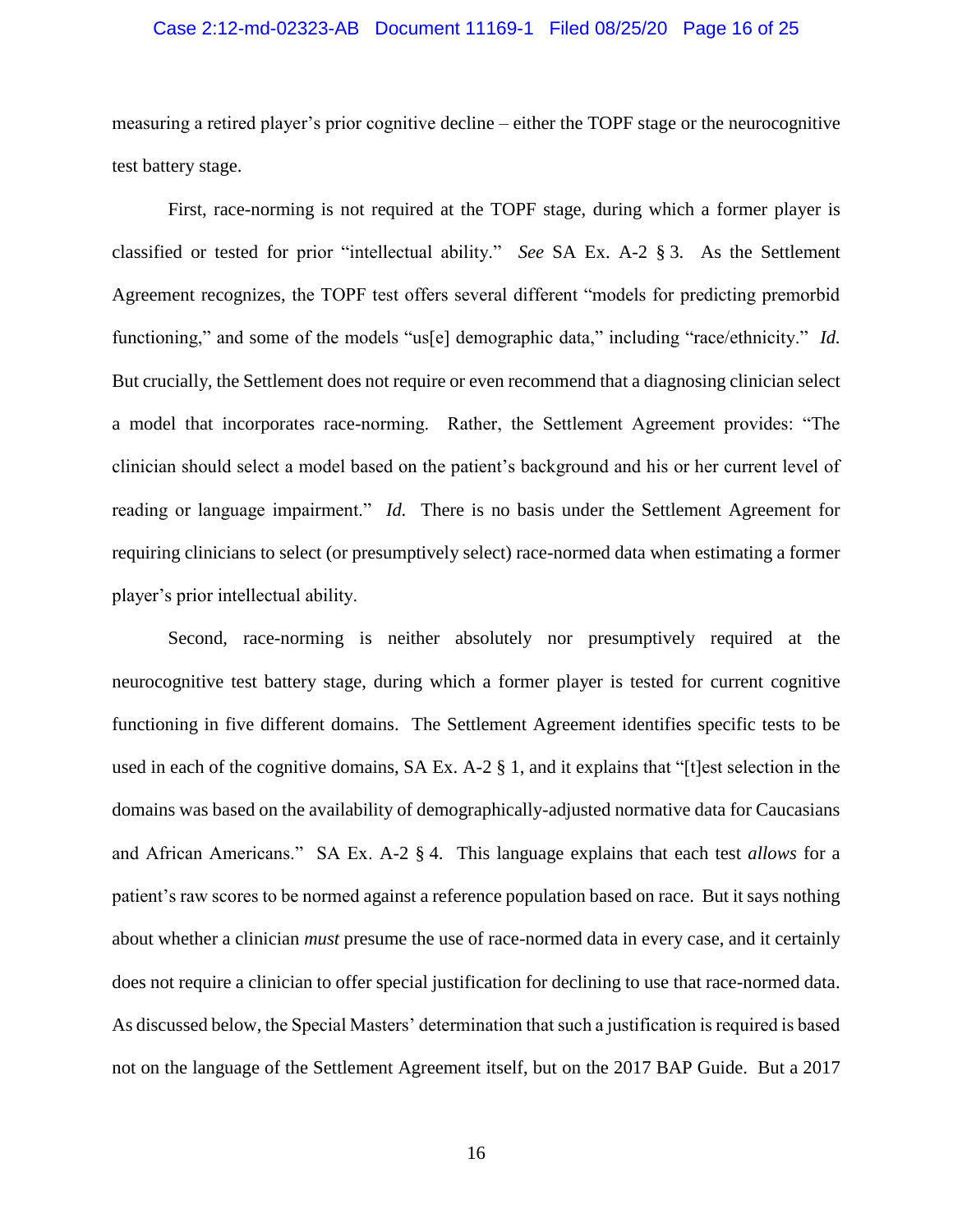measuring a retired player's prior cognitive decline – either the TOPF stage or the neurocognitive test battery stage.

First, race-norming is not required at the TOPF stage, during which a former player is classified or tested for prior "intellectual ability." *See* SA Ex. A-2 § 3. As the Settlement Agreement recognizes, the TOPF test offers several different "models for predicting premorbid functioning," and some of the models "us[e] demographic data," including "race/ethnicity." *Id.* But crucially, the Settlement does not require or even recommend that a diagnosing clinician select a model that incorporates race-norming. Rather, the Settlement Agreement provides: "The clinician should select a model based on the patient's background and his or her current level of reading or language impairment." *Id.* There is no basis under the Settlement Agreement for requiring clinicians to select (or presumptively select) race-normed data when estimating a former player's prior intellectual ability.

Second, race-norming is neither absolutely nor presumptively required at the neurocognitive test battery stage, during which a former player is tested for current cognitive functioning in five different domains. The Settlement Agreement identifies specific tests to be used in each of the cognitive domains, SA Ex. A-2 § 1, and it explains that "[t]est selection in the domains was based on the availability of demographically-adjusted normative data for Caucasians and African Americans." SA Ex. A-2 § 4. This language explains that each test *allows* for a patient's raw scores to be normed against a reference population based on race. But it says nothing about whether a clinician *must* presume the use of race-normed data in every case, and it certainly does not require a clinician to offer special justification for declining to use that race-normed data. As discussed below, the Special Masters' determination that such a justification is required is based not on the language of the Settlement Agreement itself, but on the 2017 BAP Guide. But a 2017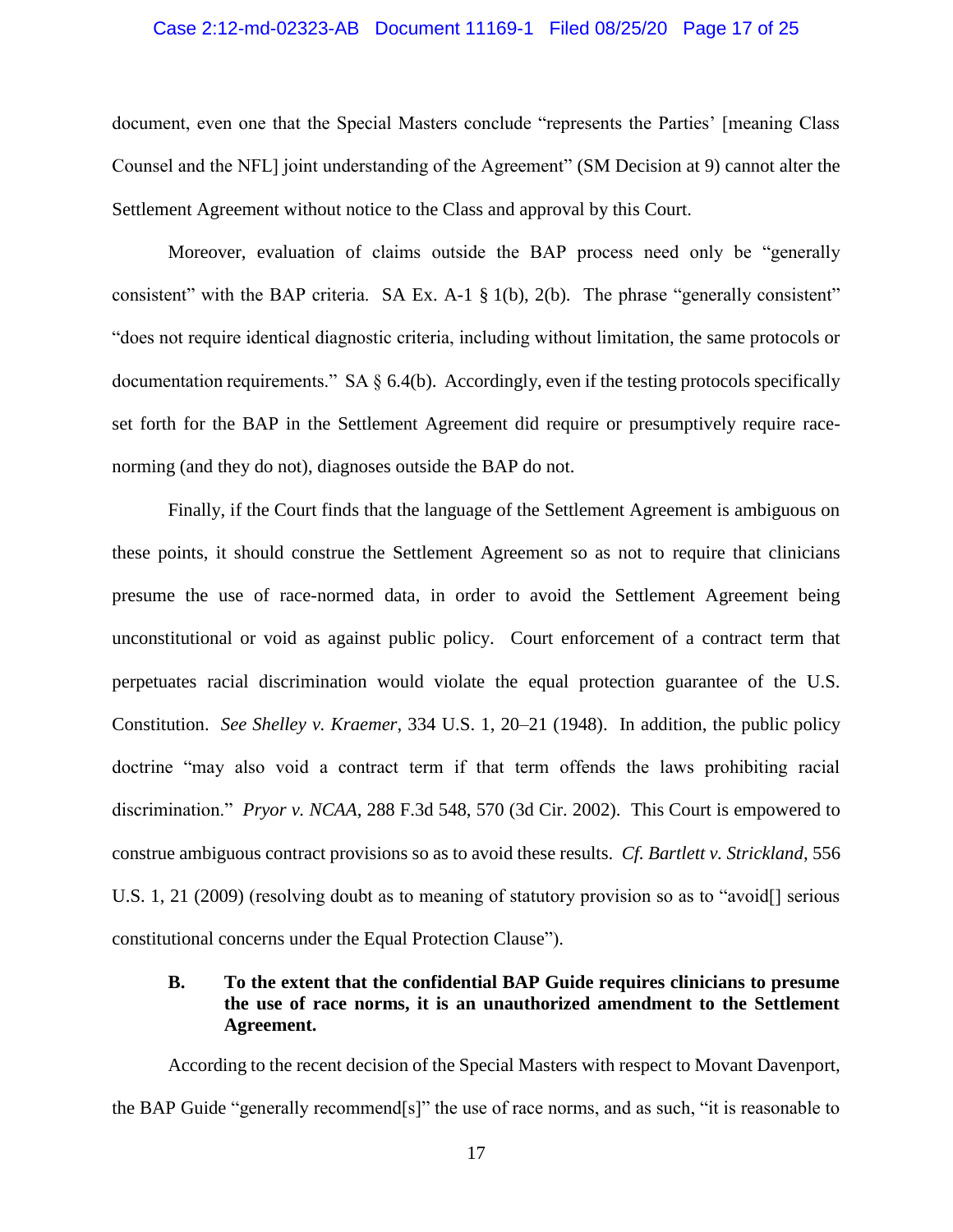document, even one that the Special Masters conclude "represents the Parties' [meaning Class Counsel and the NFL] joint understanding of the Agreement" (SM Decision at 9) cannot alter the Settlement Agreement without notice to the Class and approval by this Court.

Moreover, evaluation of claims outside the BAP process need only be "generally consistent" with the BAP criteria. SA Ex. A-1 § 1(b), 2(b). The phrase "generally consistent" "does not require identical diagnostic criteria, including without limitation, the same protocols or documentation requirements." SA § 6.4(b). Accordingly, even if the testing protocols specifically set forth for the BAP in the Settlement Agreement did require or presumptively require race-norming (and they do not), diagnoses outside the BAP do not.

Finally, if the Court finds that the language of the Settlement Agreement is ambiguous on these points, it should construe the Settlement Agreement so as not to require that clinicians presume the use of race-normed data, in order to avoid the Settlement Agreement being unconstitutional or void as against public policy. Court enforcement of a contract term that perpetuates racial discrimination would violate the equal protection guarantee of the U.S. Constitution. *See Shelley v. Kraemer*, 334 U.S. 1, 20–21 (1948). In addition, the public policy doctrine "may also void a contract term if that term offends the laws prohibiting racial discrimination." *Pryor v. NCAA*, 288 F.3d 548, 570 (3d Cir. 2002). This Court is empowered to construe ambiguous contract provisions so as to avoid these results. *Cf. Bartlett v. Strickland*, 556 U.S. 1, 21 (2009) (resolving doubt as to meaning of statutory provision so as to "avoid[] serious constitutional concerns under the Equal Protection Clause").

### B. To the extent that the confidential BAP Guide requires clinicians to presume the use of race norms, it is an unauthorized amendment to the Settlement Agreement.

According to the recent decision of the Special Masters with respect to Movant Davenport, the BAP Guide "generally recommend[s]" the use of race norms, and as such, "it is reasonable to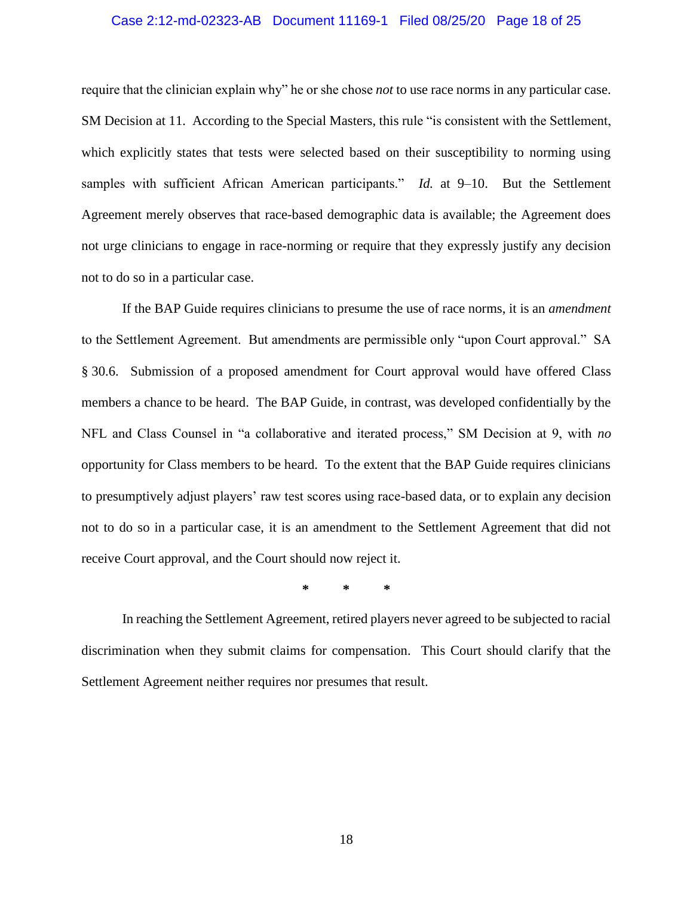require that the clinician explain why" he or she chose *not* to use race norms in any particular case. SM Decision at 11. According to the Special Masters, this rule "is consistent with the Settlement, which explicitly states that tests were selected based on their susceptibility to norming using samples with sufficient African American participants." *Id.* at 9–10. But the Settlement Agreement merely observes that race-based demographic data is available; the Agreement does not urge clinicians to engage in race-norming or require that they expressly justify any decision not to do so in a particular case.

If the BAP Guide requires clinicians to presume the use of race norms, it is an *amendment* to the Settlement Agreement. But amendments are permissible only "upon Court approval." SA § 30.6. Submission of a proposed amendment for Court approval would have offered Class members a chance to be heard. The BAP Guide, in contrast, was developed confidentially by the NFL and Class Counsel in "a collaborative and iterated process," SM Decision at 9, with *no* opportunity for Class members to be heard. To the extent that the BAP Guide requires clinicians to presumptively adjust players' raw test scores using race-based data, or to explain any decision not to do so in a particular case, it is an amendment to the Settlement Agreement that did not receive Court approval, and the Court should now reject it.

\* \* \*

In reaching the Settlement Agreement, retired players never agreed to be subjected to racial discrimination when they submit claims for compensation. This Court should clarify that the Settlement Agreement neither requires nor presumes that result.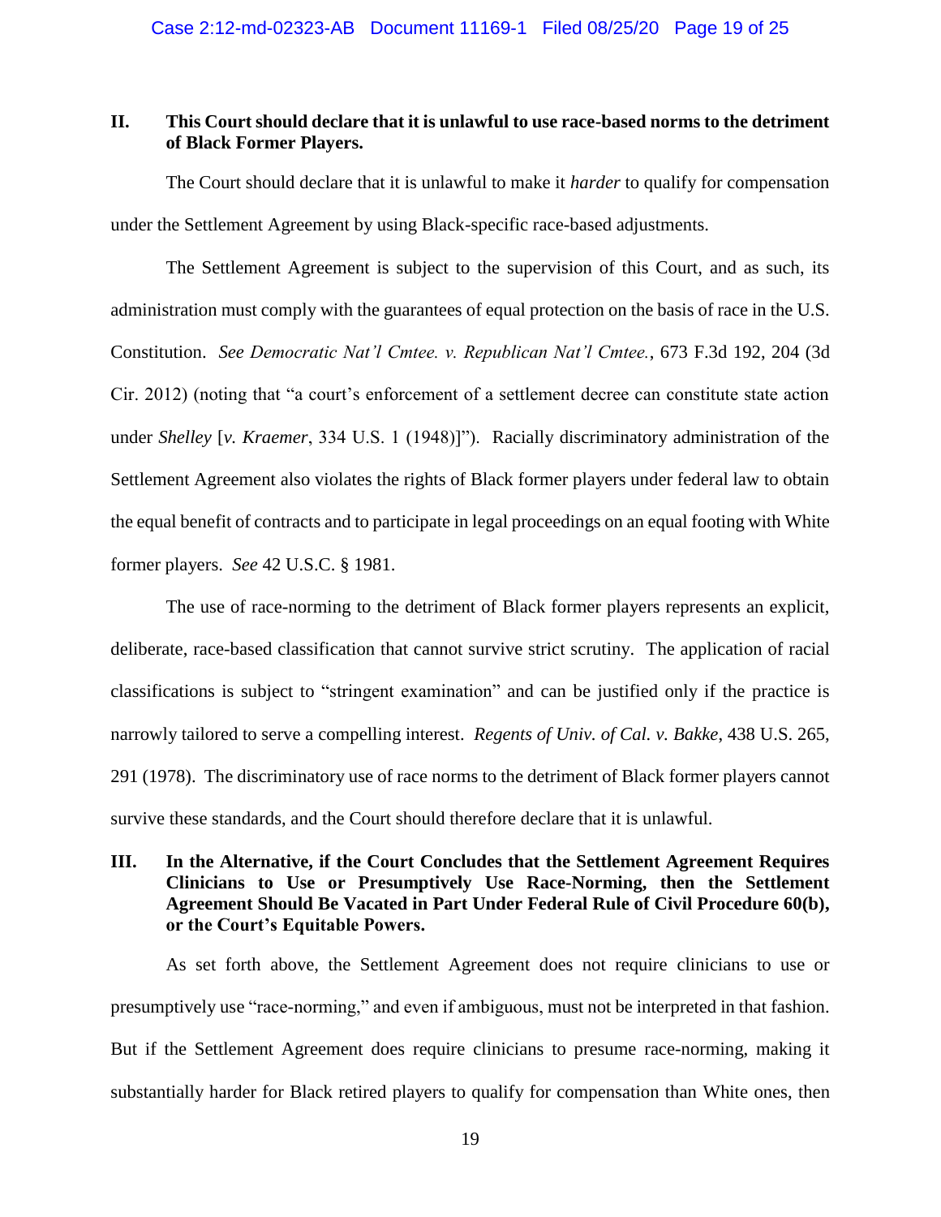## II. This Court should declare that it is unlawful to use race-based norms to the detriment of Black Former Players.

The Court should declare that it is unlawful to make it *harder* to qualify for compensation under the Settlement Agreement by using Black-specific race-based adjustments.

The Settlement Agreement is subject to the supervision of this Court, and as such, its administration must comply with the guarantees of equal protection on the basis of race in the U.S. Constitution. *See Democratic Nat'l Cmtee. v. Republican Nat'l Cmtee.*, 673 F.3d 192, 204 (3d Cir. 2012) (noting that "a court's enforcement of a settlement decree can constitute state action under *Shelley* [*v. Kraemer*, 334 U.S. 1 (1948)]"). Racially discriminatory administration of the Settlement Agreement also violates the rights of Black former players under federal law to obtain the equal benefit of contracts and to participate in legal proceedings on an equal footing with White former players. *See* 42 U.S.C. § 1981.

The use of race-norming to the detriment of Black former players represents an explicit, deliberate, race-based classification that cannot survive strict scrutiny. The application of racial classifications is subject to "stringent examination" and can be justified only if the practice is narrowly tailored to serve a compelling interest. *Regents of Univ. of Cal. v. Bakke*, 438 U.S. 265, 291 (1978). The discriminatory use of race norms to the detriment of Black former players cannot survive these standards, and the Court should therefore declare that it is unlawful.

## III. In the Alternative, if the Court Concludes that the Settlement Agreement Requires Clinicians to Use or Presumptively Use Race-Norming, then the Settlement Agreement Should Be Vacated in Part Under Federal Rule of Civil Procedure 60(b), or the Court's Equitable Powers.

As set forth above, the Settlement Agreement does not require clinicians to use or presumptively use "race-norming," and even if ambiguous, must not be interpreted in that fashion. But if the Settlement Agreement does require clinicians to presume race-norming, making it substantially harder for Black retired players to qualify for compensation than White ones, then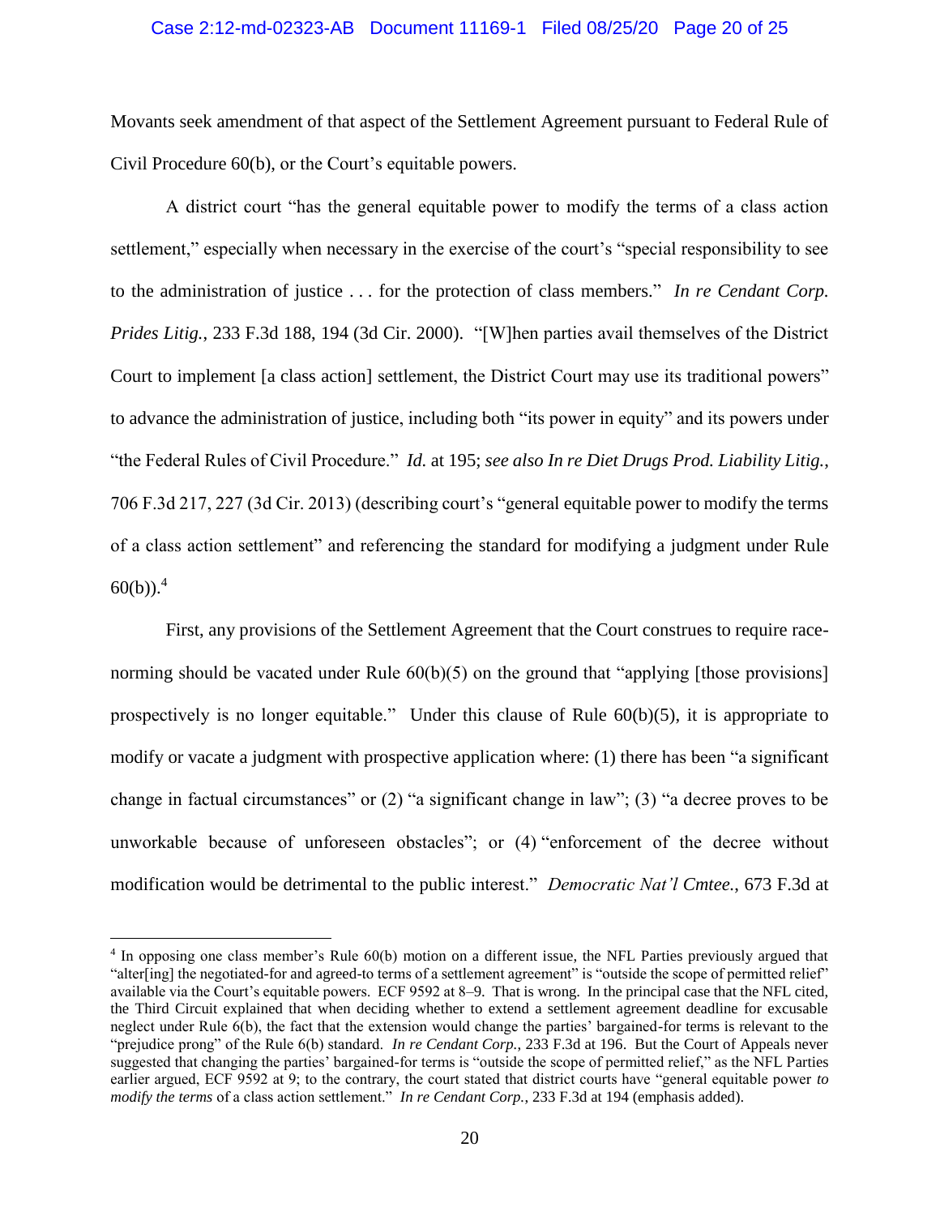Movants seek amendment of that aspect of the Settlement Agreement pursuant to Federal Rule of Civil Procedure 60(b), or the Court's equitable powers.

A district court "has the general equitable power to modify the terms of a class action settlement," especially when necessary in the exercise of the court's "special responsibility to see to the administration of justice . . . for the protection of class members." *In re Cendant Corp. Prides Litig.*, 233 F.3d 188, 194 (3d Cir. 2000). "[W]hen parties avail themselves of the District Court to implement [a class action] settlement, the District Court may use its traditional powers" to advance the administration of justice, including both "its power in equity" and its powers under "the Federal Rules of Civil Procedure." *Id.* at 195; *see also In re Diet Drugs Prod. Liability Litig.*, 706 F.3d 217, 227 (3d Cir. 2013) (describing court's "general equitable power to modify the terms of a class action settlement" and referencing the standard for modifying a judgment under Rule 60(b)).[4]

First, any provisions of the Settlement Agreement that the Court construes to require race-norming should be vacated under Rule 60(b)(5) on the ground that "applying [those provisions] prospectively is no longer equitable." Under this clause of Rule 60(b)(5), it is appropriate to modify or vacate a judgment with prospective application where: (1) there has been "a significant change in factual circumstances" or (2) "a significant change in law"; (3) "a decree proves to be unworkable because of unforeseen obstacles"; or (4) "enforcement of the decree without modification would be detrimental to the public interest." *Democratic Nat'l Cmtee.*, 673 F.3d at

---

[4] In opposing one class member's Rule 60(b) motion on a different issue, the NFL Parties previously argued that "alter[ing] the negotiated-for and agreed-to terms of a settlement agreement" is "outside the scope of permitted relief" available via the Court's equitable powers. ECF 9592 at 8–9. That is wrong. In the principal case that the NFL cited, the Third Circuit explained that when deciding whether to extend a settlement agreement deadline for excusable neglect under Rule 6(b), the fact that the extension would change the parties' bargained-for terms is relevant to the "prejudice prong" of the Rule 6(b) standard. *In re Cendant Corp.*, 233 F.3d at 196. But the Court of Appeals never suggested that changing the parties' bargained-for terms is "outside the scope of permitted relief," as the NFL Parties earlier argued, ECF 9592 at 9; to the contrary, the court stated that district courts have "general equitable power *to modify the terms* of a class action settlement." *In re Cendant Corp.*, 233 F.3d at 194 (emphasis added).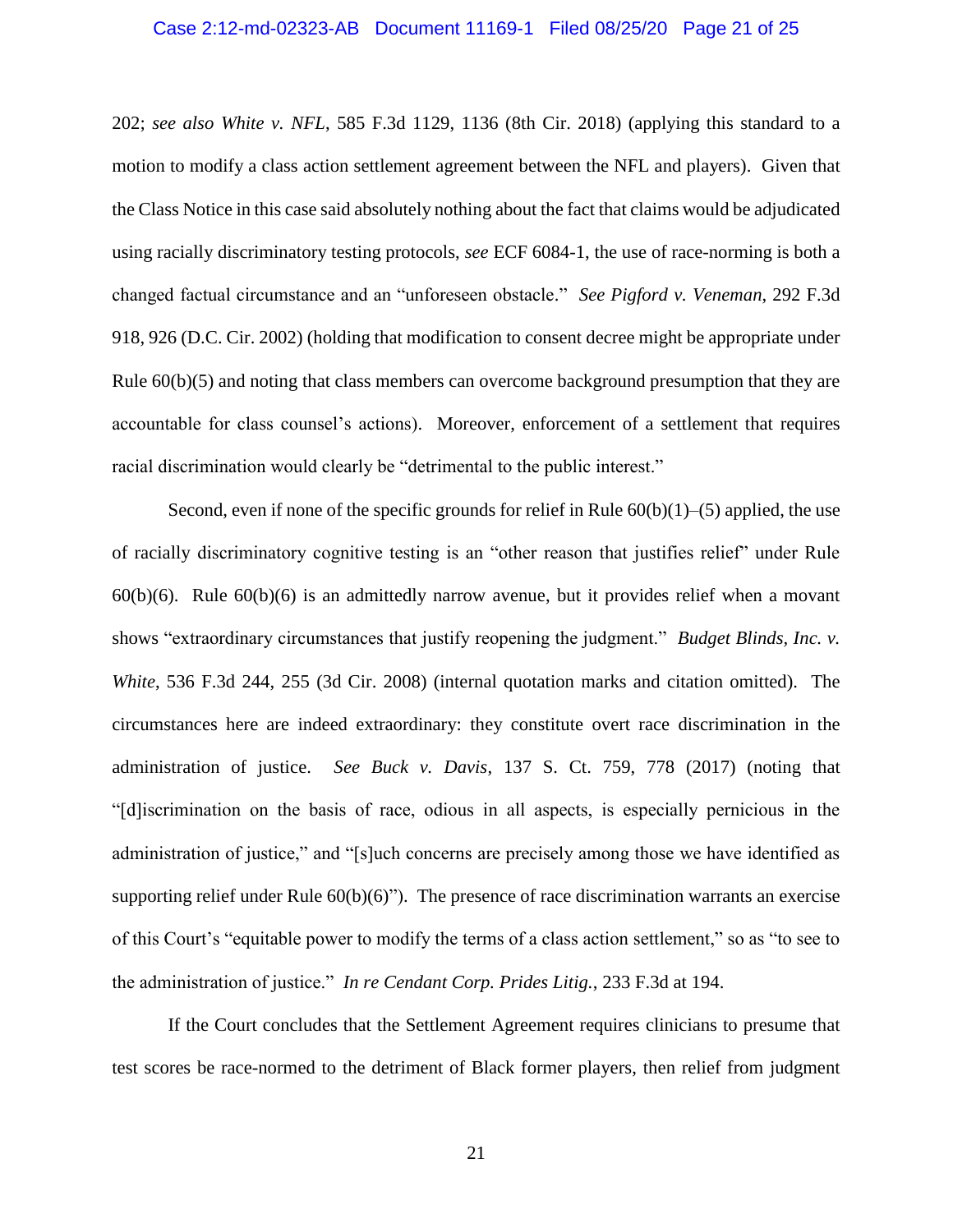202; *see also White v. NFL*, 585 F.3d 1129, 1136 (8th Cir. 2018) (applying this standard to a motion to modify a class action settlement agreement between the NFL and players). Given that the Class Notice in this case said absolutely nothing about the fact that claims would be adjudicated using racially discriminatory testing protocols, *see* ECF 6084-1, the use of race-norming is both a changed factual circumstance and an "unforeseen obstacle." *See Pigford v. Veneman*, 292 F.3d 918, 926 (D.C. Cir. 2002) (holding that modification to consent decree might be appropriate under Rule 60(b)(5) and noting that class members can overcome background presumption that they are accountable for class counsel's actions). Moreover, enforcement of a settlement that requires racial discrimination would clearly be "detrimental to the public interest."

Second, even if none of the specific grounds for relief in Rule 60(b)(1)–(5) applied, the use of racially discriminatory cognitive testing is an "other reason that justifies relief" under Rule 60(b)(6). Rule 60(b)(6) is an admittedly narrow avenue, but it provides relief when a movant shows "extraordinary circumstances that justify reopening the judgment." *Budget Blinds, Inc. v. White*, 536 F.3d 244, 255 (3d Cir. 2008) (internal quotation marks and citation omitted). The circumstances here are indeed extraordinary: they constitute overt race discrimination in the administration of justice. *See Buck v. Davis*, 137 S. Ct. 759, 778 (2017) (noting that "[d]iscrimination on the basis of race, odious in all aspects, is especially pernicious in the administration of justice," and "[s]uch concerns are precisely among those we have identified as supporting relief under Rule 60(b)(6)"). The presence of race discrimination warrants an exercise of this Court's "equitable power to modify the terms of a class action settlement," so as "to see to the administration of justice." *In re Cendant Corp. Prides Litig.*, 233 F.3d at 194.

If the Court concludes that the Settlement Agreement requires clinicians to presume that test scores be race-normed to the detriment of Black former players, then relief from judgment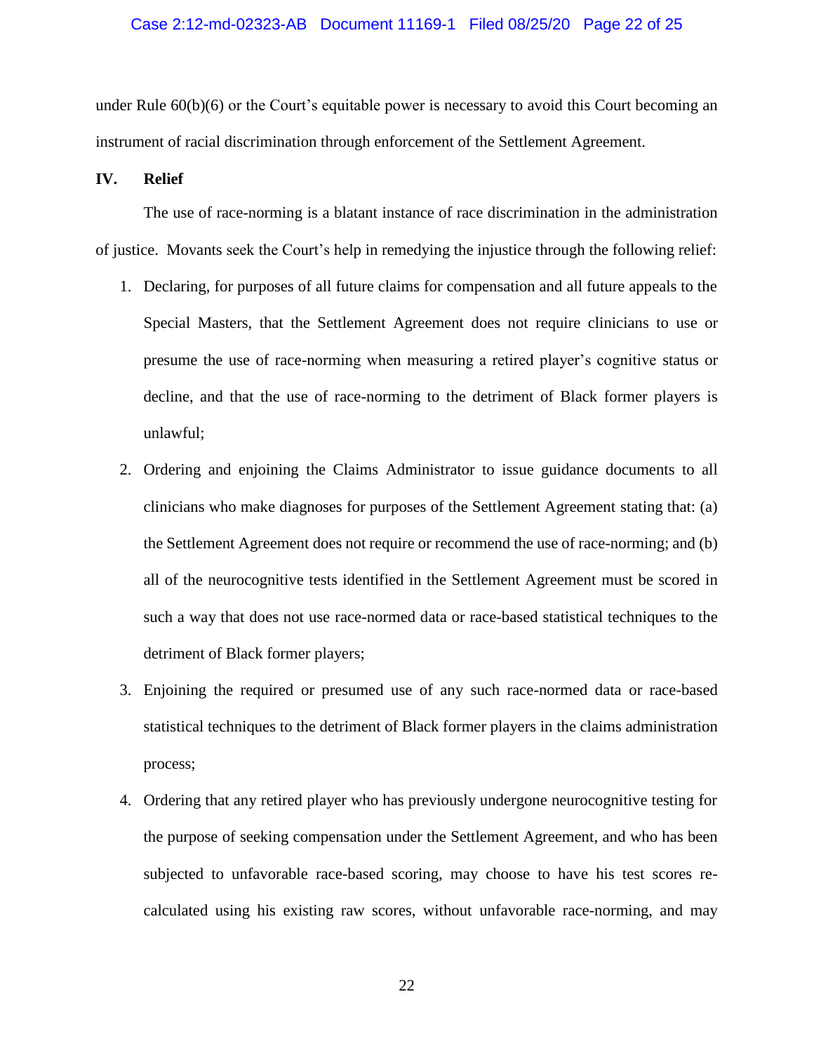under Rule 60(b)(6) or the Court's equitable power is necessary to avoid this Court becoming an instrument of racial discrimination through enforcement of the Settlement Agreement.

## IV. Relief

The use of race-norming is a blatant instance of race discrimination in the administration of justice. Movants seek the Court's help in remedying the injustice through the following relief:

1. Declaring, for purposes of all future claims for compensation and all future appeals to the Special Masters, that the Settlement Agreement does not require clinicians to use or presume the use of race-norming when measuring a retired player's cognitive status or decline, and that the use of race-norming to the detriment of Black former players is unlawful;

2. Ordering and enjoining the Claims Administrator to issue guidance documents to all clinicians who make diagnoses for purposes of the Settlement Agreement stating that: (a) the Settlement Agreement does not require or recommend the use of race-norming; and (b) all of the neurocognitive tests identified in the Settlement Agreement must be scored in such a way that does not use race-normed data or race-based statistical techniques to the detriment of Black former players;

3. Enjoining the required or presumed use of any such race-normed data or race-based statistical techniques to the detriment of Black former players in the claims administration process;

4. Ordering that any retired player who has previously undergone neurocognitive testing for the purpose of seeking compensation under the Settlement Agreement, and who has been subjected to unfavorable race-based scoring, may choose to have his test scores re-calculated using his existing raw scores, without unfavorable race-norming, and may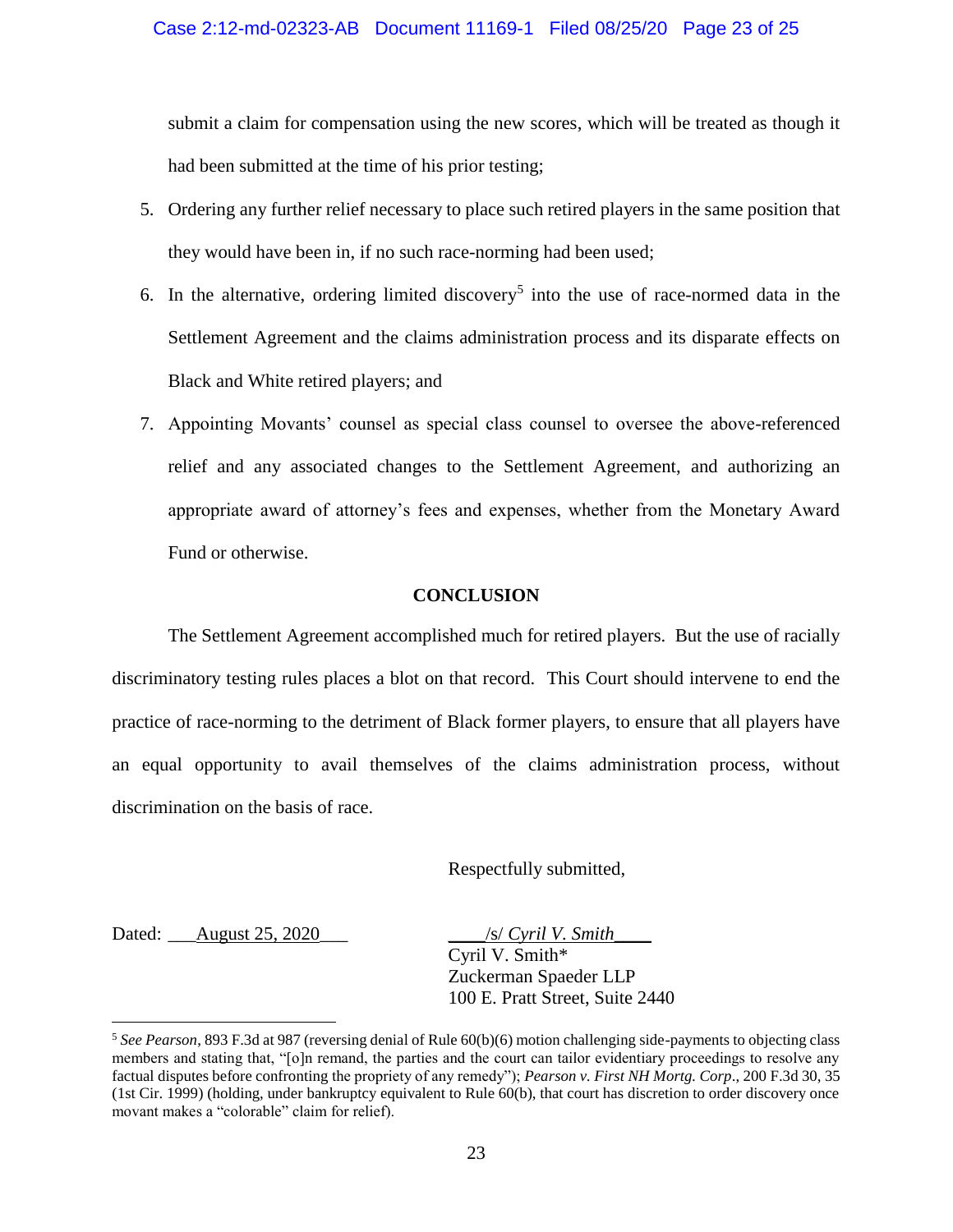submit a claim for compensation using the new scores, which will be treated as though it had been submitted at the time of his prior testing;

5. Ordering any further relief necessary to place such retired players in the same position that they would have been in, if no such race-norming had been used;
6. In the alternative, ordering limited discovery[5] into the use of race-normed data in the Settlement Agreement and the claims administration process and its disparate effects on Black and White retired players; and
7. Appointing Movants' counsel as special class counsel to oversee the above-referenced relief and any associated changes to the Settlement Agreement, and authorizing an appropriate award of attorney's fees and expenses, whether from the Monetary Award Fund or otherwise.

**CONCLUSION**

The Settlement Agreement accomplished much for retired players. But the use of racially discriminatory testing rules places a blot on that record. This Court should intervene to end the practice of race-norming to the detriment of Black former players, to ensure that all players have an equal opportunity to avail themselves of the claims administration process, without discrimination on the basis of race.

Respectfully submitted,

Dated: August 25, 2020

/s/ *Cyril V. Smith*
Cyril V. Smith*
Zuckerman Spaeder LLP
100 E. Pratt Street, Suite 2440

---

[5] *See Pearson*, 893 F.3d at 987 (reversing denial of Rule 60(b)(6) motion challenging side-payments to objecting class members and stating that, "[o]n remand, the parties and the court can tailor evidentiary proceedings to resolve any factual disputes before confronting the propriety of any remedy"); *Pearson v. First NH Mortg. Corp*., 200 F.3d 30, 35 (1st Cir. 1999) (holding, under bankruptcy equivalent to Rule 60(b), that court has discretion to order discovery once movant makes a "colorable" claim for relief).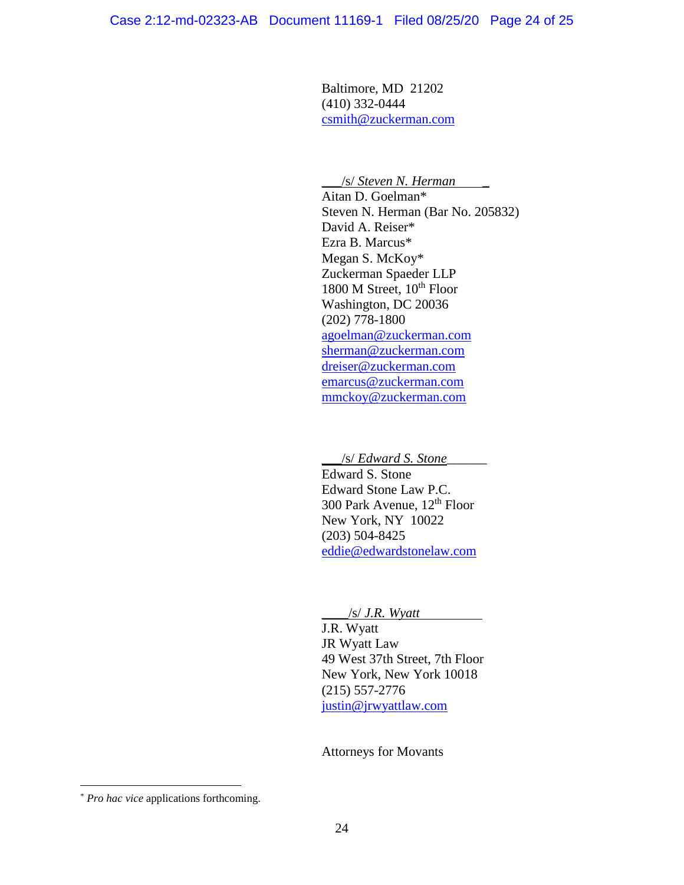Baltimore, MD 21202
(410) 332-0444
csmith@zuckerman.com

/s/ *Steven N. Herman*
Aitan D. Goelman*
Steven N. Herman (Bar No. 205832)
David A. Reiser*
Ezra B. Marcus*
Megan S. McKoy*
Zuckerman Spaeder LLP
1800 M Street, 10th Floor
Washington, DC 20036
(202) 778-1800
agoelman@zuckerman.com
sherman@zuckerman.com
dreiser@zuckerman.com
emarcus@zuckerman.com
mmckoy@zuckerman.com

/s/ *Edward S. Stone*
Edward S. Stone
Edward Stone Law P.C.
300 Park Avenue, 12th Floor
New York, NY 10022
(203) 504-8425
eddie@edwardstonelaw.com

/s/ *J.R. Wyatt*
J.R. Wyatt
JR Wyatt Law
49 West 37th Street, 7th Floor
New York, New York 10018
(215) 557-2776
justin@jrwyattlaw.com

Attorneys for Movants

---

* *Pro hac vice* applications forthcoming.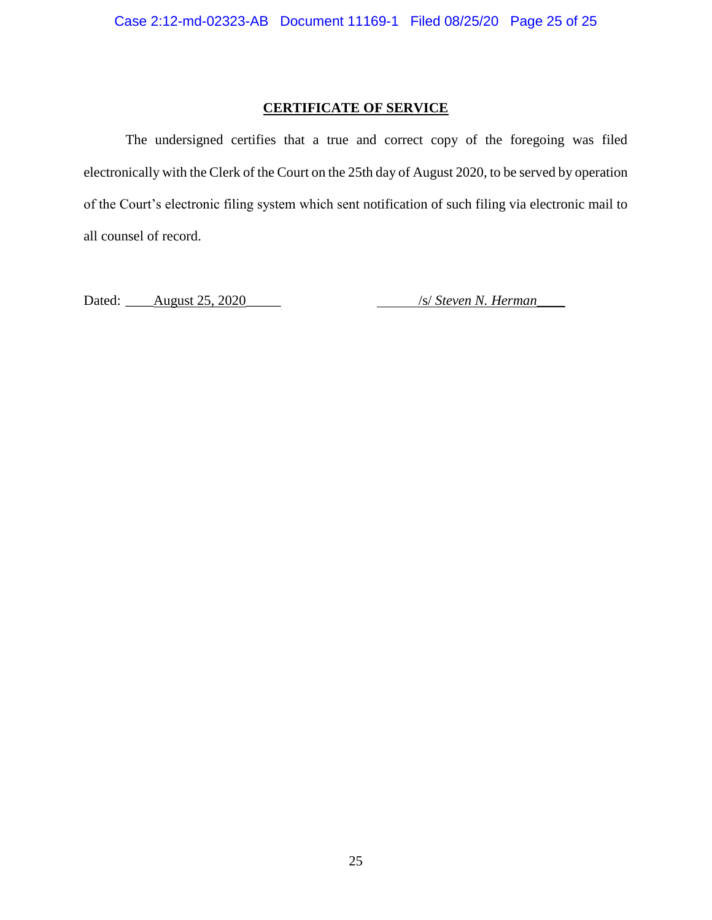## CERTIFICATE OF SERVICE

The undersigned certifies that a true and correct copy of the foregoing was filed electronically with the Clerk of the Court on the 25th day of August 2020, to be served by operation of the Court's electronic filing system which sent notification of such filing via electronic mail to all counsel of record.

Dated: August 25, 2020 /s/ *Steven N. Herman*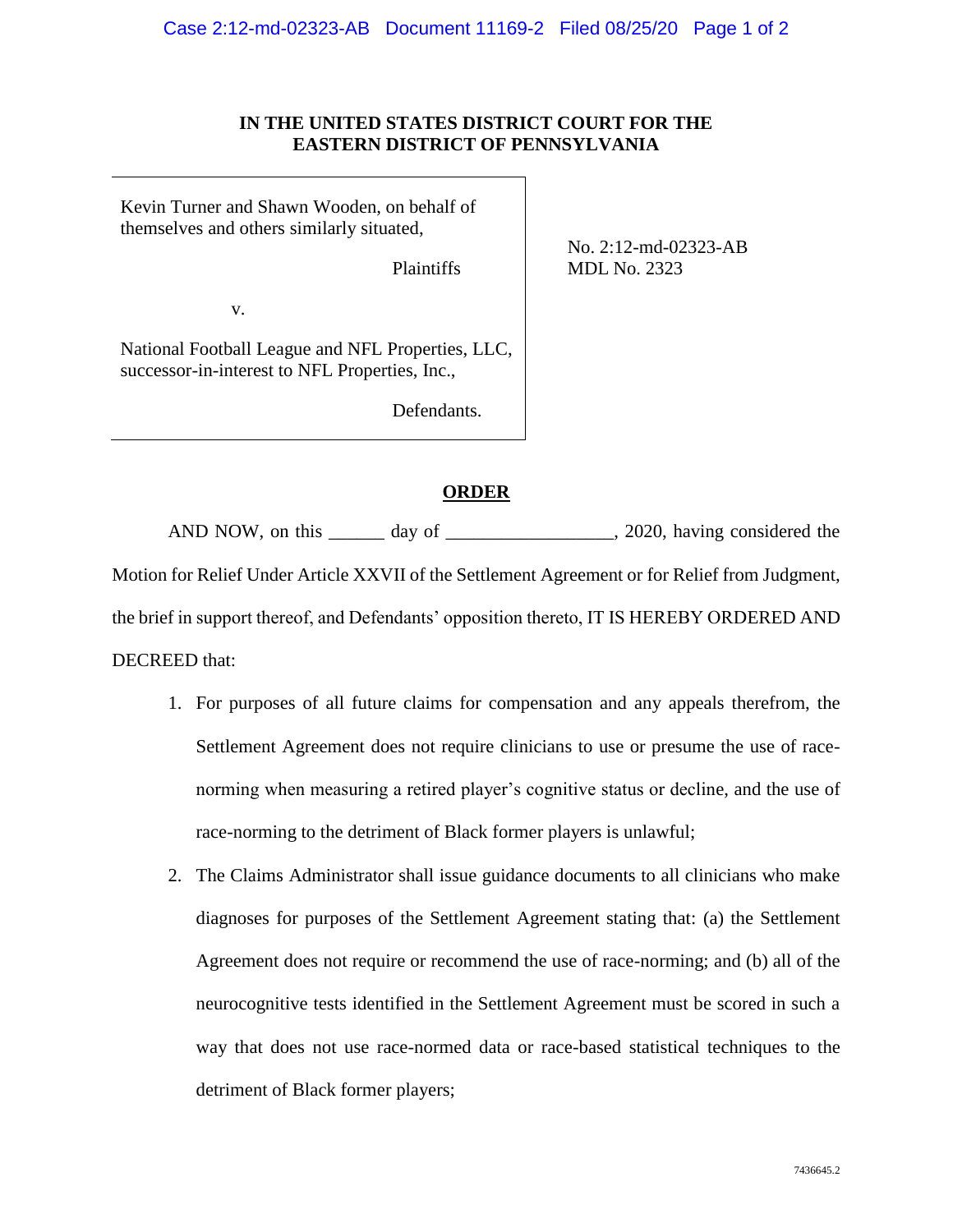**IN THE UNITED STATES DISTRICT COURT FOR THE EASTERN DISTRICT OF PENNSYLVANIA**

| | |
|---|---|
| Kevin Turner and Shawn Wooden, on behalf of themselves and others similarly situated,<br><br>Plaintiffs<br><br>v.<br><br>National Football League and NFL Properties, LLC, successor-in-interest to NFL Properties, Inc.,<br><br>Defendants. | No. 2:12-md-02323-AB<br>MDL No. 2323 |

## ORDER

AND NOW, on this ______ day of __________________, 2020, having considered the Motion for Relief Under Article XXVII of the Settlement Agreement or for Relief from Judgment, the brief in support thereof, and Defendants' opposition thereto, IT IS HEREBY ORDERED AND DECREED that:

1. For purposes of all future claims for compensation and any appeals therefrom, the Settlement Agreement does not require clinicians to use or presume the use of race-norming when measuring a retired player's cognitive status or decline, and the use of race-norming to the detriment of Black former players is unlawful;

2. The Claims Administrator shall issue guidance documents to all clinicians who make diagnoses for purposes of the Settlement Agreement stating that: (a) the Settlement Agreement does not require or recommend the use of race-norming; and (b) all of the neurocognitive tests identified in the Settlement Agreement must be scored in such a way that does not use race-normed data or race-based statistical techniques to the detriment of Black former players;

7436645.2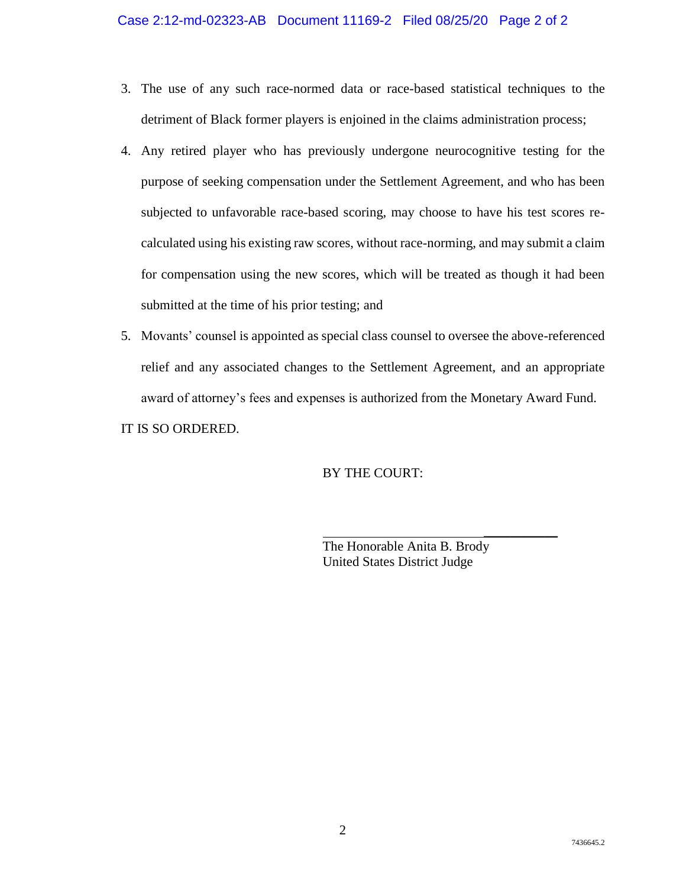3. The use of any such race-normed data or race-based statistical techniques to the detriment of Black former players is enjoined in the claims administration process;

4. Any retired player who has previously undergone neurocognitive testing for the purpose of seeking compensation under the Settlement Agreement, and who has been subjected to unfavorable race-based scoring, may choose to have his test scores re-calculated using his existing raw scores, without race-norming, and may submit a claim for compensation using the new scores, which will be treated as though it had been submitted at the time of his prior testing; and

5. Movants' counsel is appointed as special class counsel to oversee the above-referenced relief and any associated changes to the Settlement Agreement, and an appropriate award of attorney's fees and expenses is authorized from the Monetary Award Fund.

IT IS SO ORDERED.

BY THE COURT:

\_\_\_\_\_\_\_\_\_\_\_\_\_\_\_\_\_\_\_\_\_\_\_\_\_\_\_\_\_\_

The Honorable Anita B. Brody
United States District Judge

7436645.2